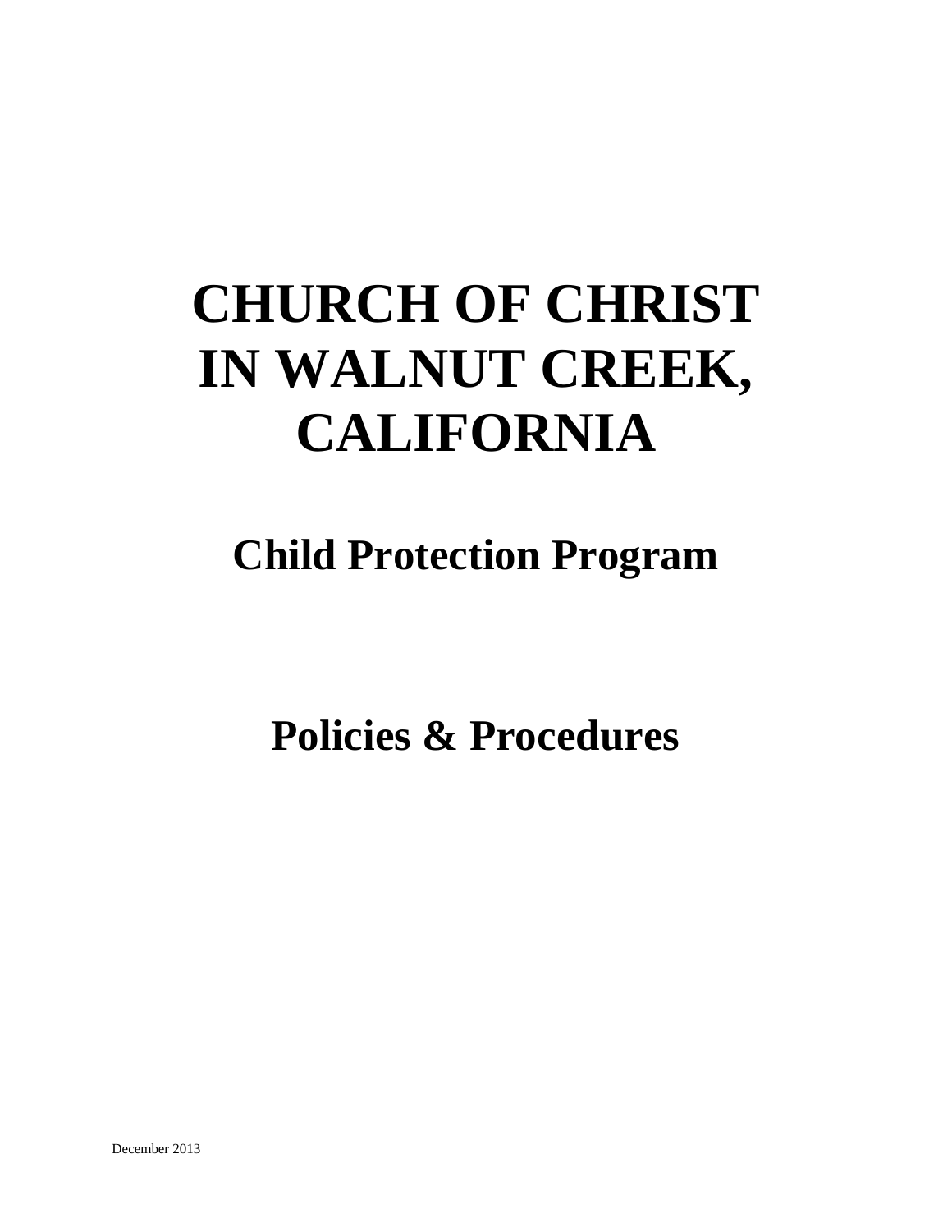# CHURCH OF CHRIST IN WALNUT CREEK, CALIFORNIA

## Child Protection Program

## Policies & Procedures

December 2013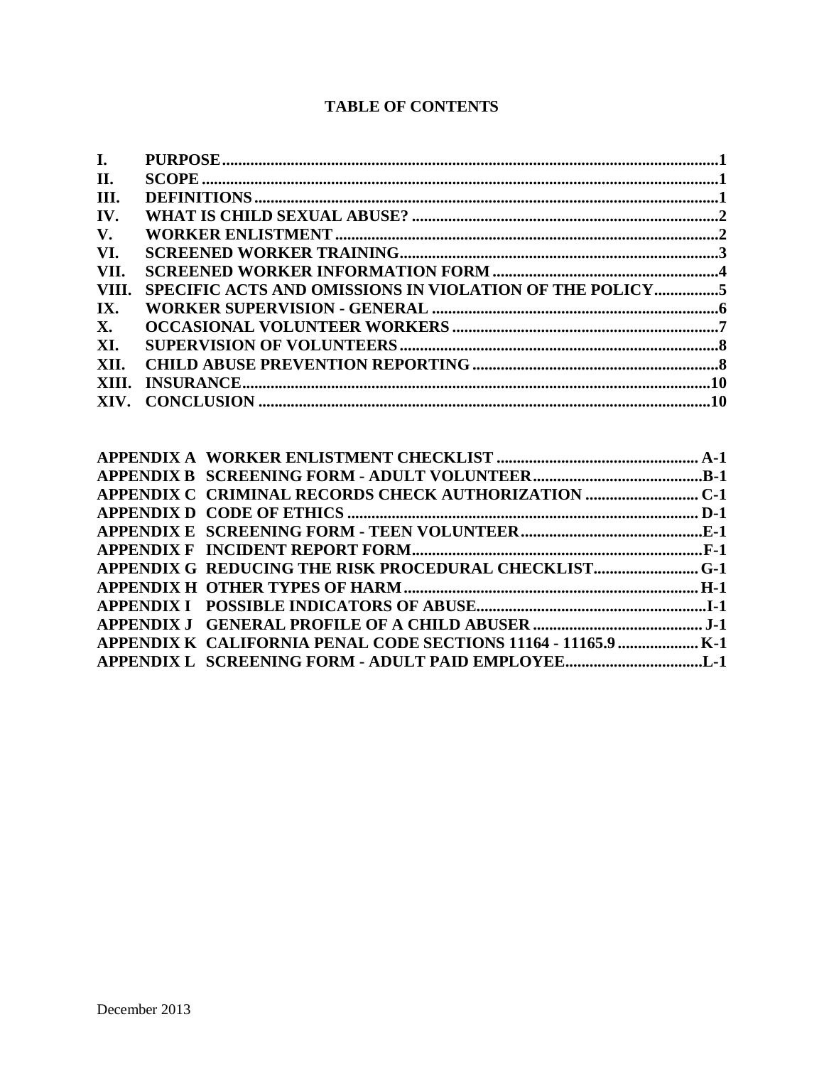# TABLE OF CONTENTS

| | | |
|---|---|---|
| I. | PURPOSE | 1 |
| II. | SCOPE | 1 |
| III. | DEFINITIONS | 1 |
| IV. | WHAT IS CHILD SEXUAL ABUSE? | 2 |
| V. | WORKER ENLISTMENT | 2 |
| VI. | SCREENED WORKER TRAINING | 3 |
| VII. | SCREENED WORKER INFORMATION FORM | 4 |
| VIII. | SPECIFIC ACTS AND OMISSIONS IN VIOLATION OF THE POLICY | 5 |
| IX. | WORKER SUPERVISION - GENERAL | 6 |
| X. | OCCASIONAL VOLUNTEER WORKERS | 7 |
| XI. | SUPERVISION OF VOLUNTEERS | 8 |
| XII. | CHILD ABUSE PREVENTION REPORTING | 8 |
| XIII. | INSURANCE | 10 |
| XIV. | CONCLUSION | 10 |

| | | |
|---|---|---|
| APPENDIX A | WORKER ENLISTMENT CHECKLIST | A-1 |
| APPENDIX B | SCREENING FORM - ADULT VOLUNTEER | B-1 |
| APPENDIX C | CRIMINAL RECORDS CHECK AUTHORIZATION | C-1 |
| APPENDIX D | CODE OF ETHICS | D-1 |
| APPENDIX E | SCREENING FORM - TEEN VOLUNTEER | E-1 |
| APPENDIX F | INCIDENT REPORT FORM | F-1 |
| APPENDIX G | REDUCING THE RISK PROCEDURAL CHECKLIST | G-1 |
| APPENDIX H | OTHER TYPES OF HARM | H-1 |
| APPENDIX I | POSSIBLE INDICATORS OF ABUSE | I-1 |
| APPENDIX J | GENERAL PROFILE OF A CHILD ABUSER | J-1 |
| APPENDIX K | CALIFORNIA PENAL CODE SECTIONS 11164 - 11165.9 | K-1 |
| APPENDIX L | SCREENING FORM - ADULT PAID EMPLOYEE | L-1 |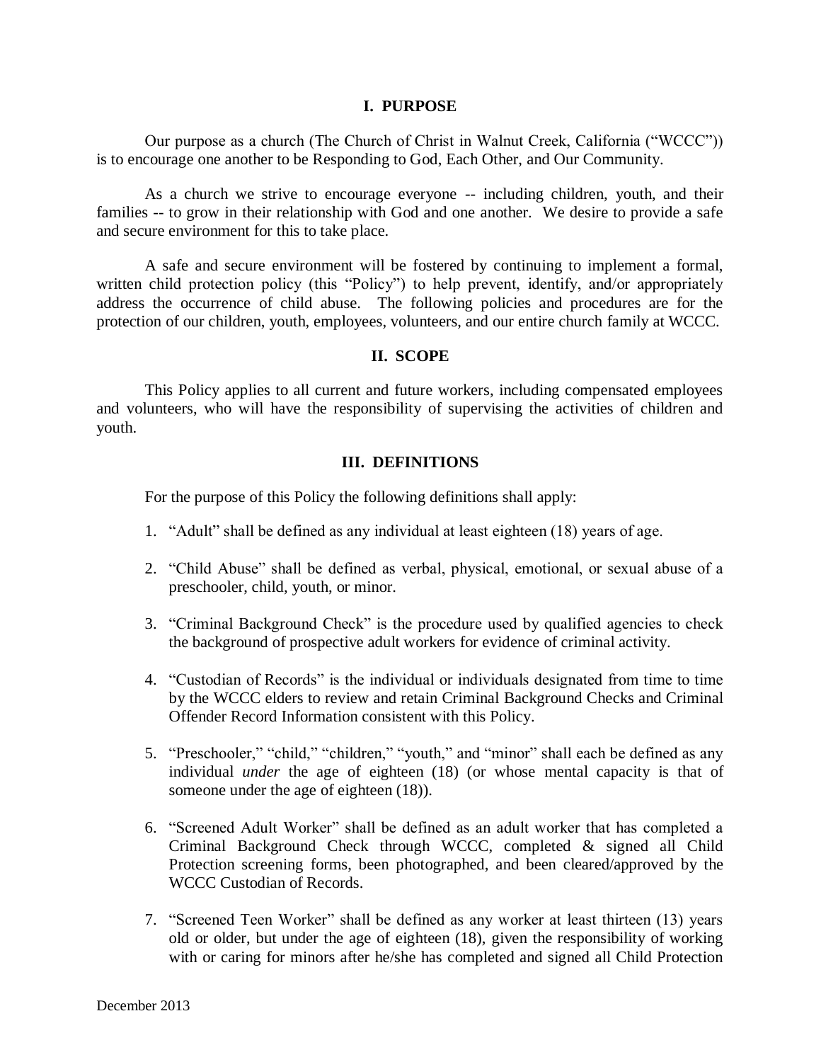## I. PURPOSE

Our purpose as a church (The Church of Christ in Walnut Creek, California ("WCCC")) is to encourage one another to be Responding to God, Each Other, and Our Community.

As a church we strive to encourage everyone -- including children, youth, and their families -- to grow in their relationship with God and one another. We desire to provide a safe and secure environment for this to take place.

A safe and secure environment will be fostered by continuing to implement a formal, written child protection policy (this "Policy") to help prevent, identify, and/or appropriately address the occurrence of child abuse. The following policies and procedures are for the protection of our children, youth, employees, volunteers, and our entire church family at WCCC.

## II. SCOPE

This Policy applies to all current and future workers, including compensated employees and volunteers, who will have the responsibility of supervising the activities of children and youth.

## III. DEFINITIONS

For the purpose of this Policy the following definitions shall apply:

1. "Adult" shall be defined as any individual at least eighteen (18) years of age.
2. "Child Abuse" shall be defined as verbal, physical, emotional, or sexual abuse of a preschooler, child, youth, or minor.
3. "Criminal Background Check" is the procedure used by qualified agencies to check the background of prospective adult workers for evidence of criminal activity.
4. "Custodian of Records" is the individual or individuals designated from time to time by the WCCC elders to review and retain Criminal Background Checks and Criminal Offender Record Information consistent with this Policy.
5. "Preschooler," "child," "children," "youth," and "minor" shall each be defined as any individual *under* the age of eighteen (18) (or whose mental capacity is that of someone under the age of eighteen (18)).
6. "Screened Adult Worker" shall be defined as an adult worker that has completed a Criminal Background Check through WCCC, completed & signed all Child Protection screening forms, been photographed, and been cleared/approved by the WCCC Custodian of Records.
7. "Screened Teen Worker" shall be defined as any worker at least thirteen (13) years old or older, but under the age of eighteen (18), given the responsibility of working with or caring for minors after he/she has completed and signed all Child Protection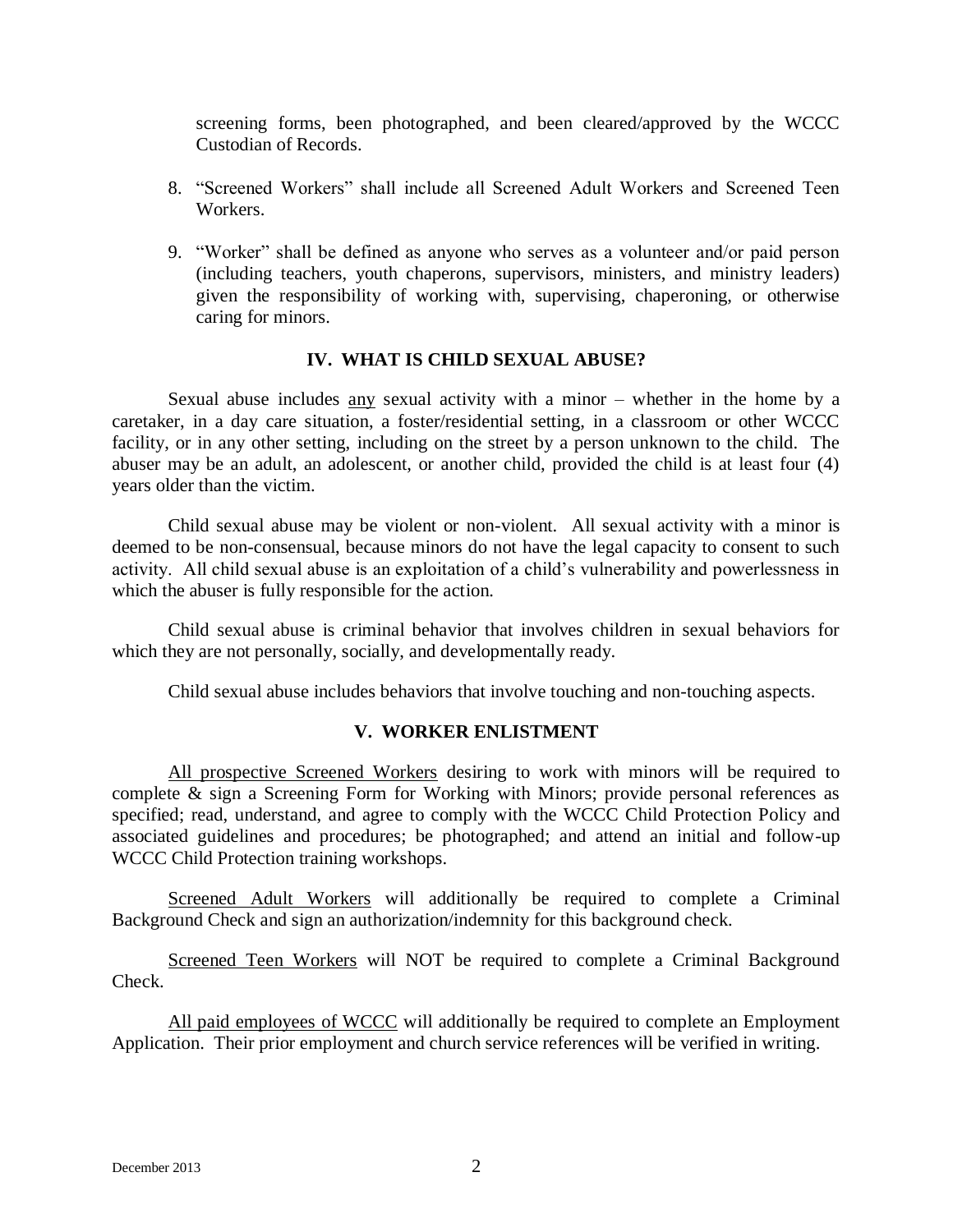screening forms, been photographed, and been cleared/approved by the WCCC Custodian of Records.

8. "Screened Workers" shall include all Screened Adult Workers and Screened Teen Workers.

9. "Worker" shall be defined as anyone who serves as a volunteer and/or paid person (including teachers, youth chaperons, supervisors, ministers, and ministry leaders) given the responsibility of working with, supervising, chaperoning, or otherwise caring for minors.

## IV. WHAT IS CHILD SEXUAL ABUSE?

Sexual abuse includes <u>any</u> sexual activity with a minor – whether in the home by a caretaker, in a day care situation, a foster/residential setting, in a classroom or other WCCC facility, or in any other setting, including on the street by a person unknown to the child. The abuser may be an adult, an adolescent, or another child, provided the child is at least four (4) years older than the victim.

Child sexual abuse may be violent or non-violent. All sexual activity with a minor is deemed to be non-consensual, because minors do not have the legal capacity to consent to such activity. All child sexual abuse is an exploitation of a child's vulnerability and powerlessness in which the abuser is fully responsible for the action.

Child sexual abuse is criminal behavior that involves children in sexual behaviors for which they are not personally, socially, and developmentally ready.

Child sexual abuse includes behaviors that involve touching and non-touching aspects.

## V. WORKER ENLISTMENT

<u>All prospective Screened Workers</u> desiring to work with minors will be required to complete & sign a Screening Form for Working with Minors; provide personal references as specified; read, understand, and agree to comply with the WCCC Child Protection Policy and associated guidelines and procedures; be photographed; and attend an initial and follow-up WCCC Child Protection training workshops.

<u>Screened Adult Workers</u> will additionally be required to complete a Criminal Background Check and sign an authorization/indemnity for this background check.

<u>Screened Teen Workers</u> will NOT be required to complete a Criminal Background Check.

<u>All paid employees of WCCC</u> will additionally be required to complete an Employment Application. Their prior employment and church service references will be verified in writing.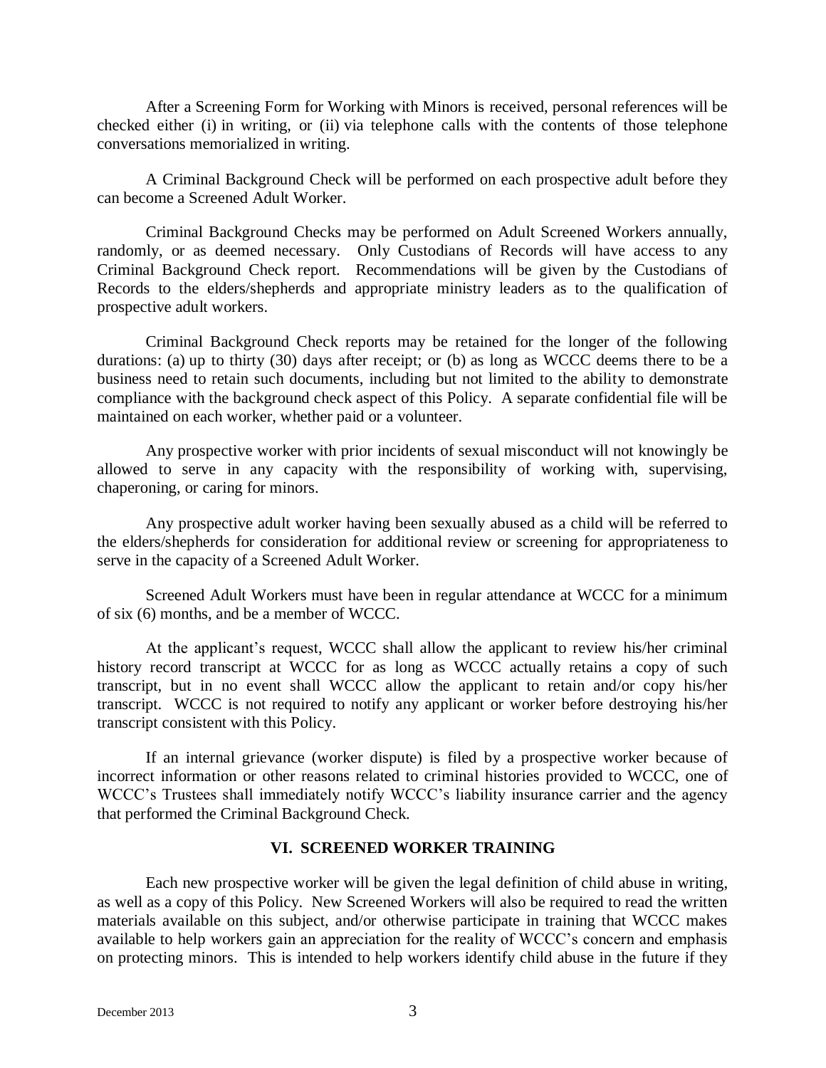After a Screening Form for Working with Minors is received, personal references will be checked either (i) in writing, or (ii) via telephone calls with the contents of those telephone conversations memorialized in writing.

A Criminal Background Check will be performed on each prospective adult before they can become a Screened Adult Worker.

Criminal Background Checks may be performed on Adult Screened Workers annually, randomly, or as deemed necessary. Only Custodians of Records will have access to any Criminal Background Check report. Recommendations will be given by the Custodians of Records to the elders/shepherds and appropriate ministry leaders as to the qualification of prospective adult workers.

Criminal Background Check reports may be retained for the longer of the following durations: (a) up to thirty (30) days after receipt; or (b) as long as WCCC deems there to be a business need to retain such documents, including but not limited to the ability to demonstrate compliance with the background check aspect of this Policy. A separate confidential file will be maintained on each worker, whether paid or a volunteer.

Any prospective worker with prior incidents of sexual misconduct will not knowingly be allowed to serve in any capacity with the responsibility of working with, supervising, chaperoning, or caring for minors.

Any prospective adult worker having been sexually abused as a child will be referred to the elders/shepherds for consideration for additional review or screening for appropriateness to serve in the capacity of a Screened Adult Worker.

Screened Adult Workers must have been in regular attendance at WCCC for a minimum of six (6) months, and be a member of WCCC.

At the applicant's request, WCCC shall allow the applicant to review his/her criminal history record transcript at WCCC for as long as WCCC actually retains a copy of such transcript, but in no event shall WCCC allow the applicant to retain and/or copy his/her transcript. WCCC is not required to notify any applicant or worker before destroying his/her transcript consistent with this Policy.

If an internal grievance (worker dispute) is filed by a prospective worker because of incorrect information or other reasons related to criminal histories provided to WCCC, one of WCCC's Trustees shall immediately notify WCCC's liability insurance carrier and the agency that performed the Criminal Background Check.

## VI. SCREENED WORKER TRAINING

Each new prospective worker will be given the legal definition of child abuse in writing, as well as a copy of this Policy. New Screened Workers will also be required to read the written materials available on this subject, and/or otherwise participate in training that WCCC makes available to help workers gain an appreciation for the reality of WCCC's concern and emphasis on protecting minors. This is intended to help workers identify child abuse in the future if they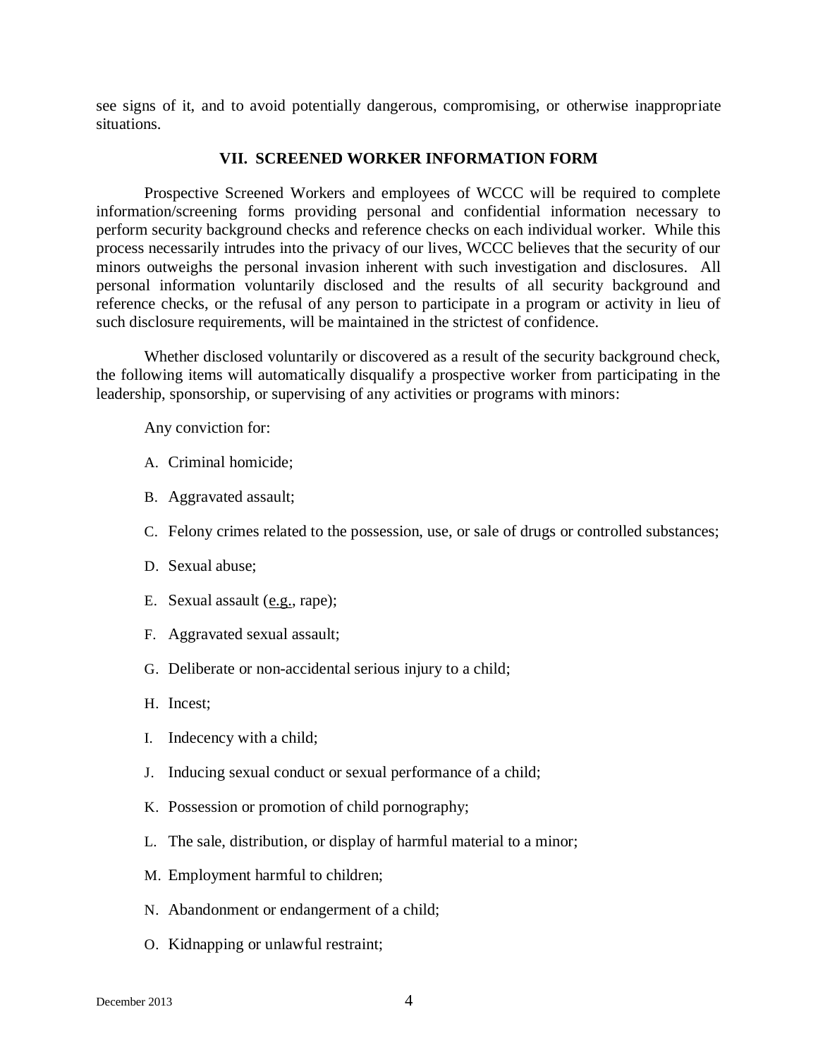see signs of it, and to avoid potentially dangerous, compromising, or otherwise inappropriate situations.

## VII. SCREENED WORKER INFORMATION FORM

Prospective Screened Workers and employees of WCCC will be required to complete information/screening forms providing personal and confidential information necessary to perform security background checks and reference checks on each individual worker. While this process necessarily intrudes into the privacy of our lives, WCCC believes that the security of our minors outweighs the personal invasion inherent with such investigation and disclosures. All personal information voluntarily disclosed and the results of all security background and reference checks, or the refusal of any person to participate in a program or activity in lieu of such disclosure requirements, will be maintained in the strictest of confidence.

Whether disclosed voluntarily or discovered as a result of the security background check, the following items will automatically disqualify a prospective worker from participating in the leadership, sponsorship, or supervising of any activities or programs with minors:

Any conviction for:

A. Criminal homicide;

B. Aggravated assault;

C. Felony crimes related to the possession, use, or sale of drugs or controlled substances;

D. Sexual abuse;

E. Sexual assault (e.g., rape);

F. Aggravated sexual assault;

G. Deliberate or non-accidental serious injury to a child;

H. Incest;

I. Indecency with a child;

J. Inducing sexual conduct or sexual performance of a child;

K. Possession or promotion of child pornography;

L. The sale, distribution, or display of harmful material to a minor;

M. Employment harmful to children;

N. Abandonment or endangerment of a child;

O. Kidnapping or unlawful restraint;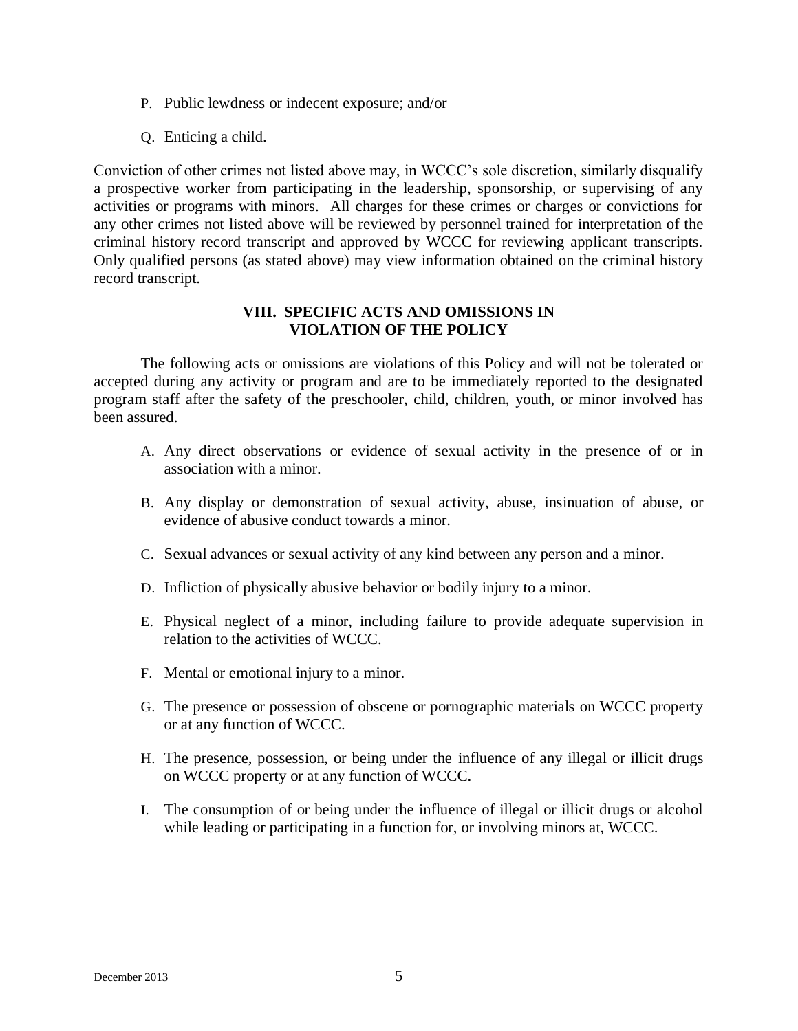P. Public lewdness or indecent exposure; and/or

Q. Enticing a child.

Conviction of other crimes not listed above may, in WCCC's sole discretion, similarly disqualify a prospective worker from participating in the leadership, sponsorship, or supervising of any activities or programs with minors. All charges for these crimes or charges or convictions for any other crimes not listed above will be reviewed by personnel trained for interpretation of the criminal history record transcript and approved by WCCC for reviewing applicant transcripts. Only qualified persons (as stated above) may view information obtained on the criminal history record transcript.

## VIII. SPECIFIC ACTS AND OMISSIONS IN VIOLATION OF THE POLICY

The following acts or omissions are violations of this Policy and will not be tolerated or accepted during any activity or program and are to be immediately reported to the designated program staff after the safety of the preschooler, child, children, youth, or minor involved has been assured.

A. Any direct observations or evidence of sexual activity in the presence of or in association with a minor.

B. Any display or demonstration of sexual activity, abuse, insinuation of abuse, or evidence of abusive conduct towards a minor.

C. Sexual advances or sexual activity of any kind between any person and a minor.

D. Infliction of physically abusive behavior or bodily injury to a minor.

E. Physical neglect of a minor, including failure to provide adequate supervision in relation to the activities of WCCC.

F. Mental or emotional injury to a minor.

G. The presence or possession of obscene or pornographic materials on WCCC property or at any function of WCCC.

H. The presence, possession, or being under the influence of any illegal or illicit drugs on WCCC property or at any function of WCCC.

I. The consumption of or being under the influence of illegal or illicit drugs or alcohol while leading or participating in a function for, or involving minors at, WCCC.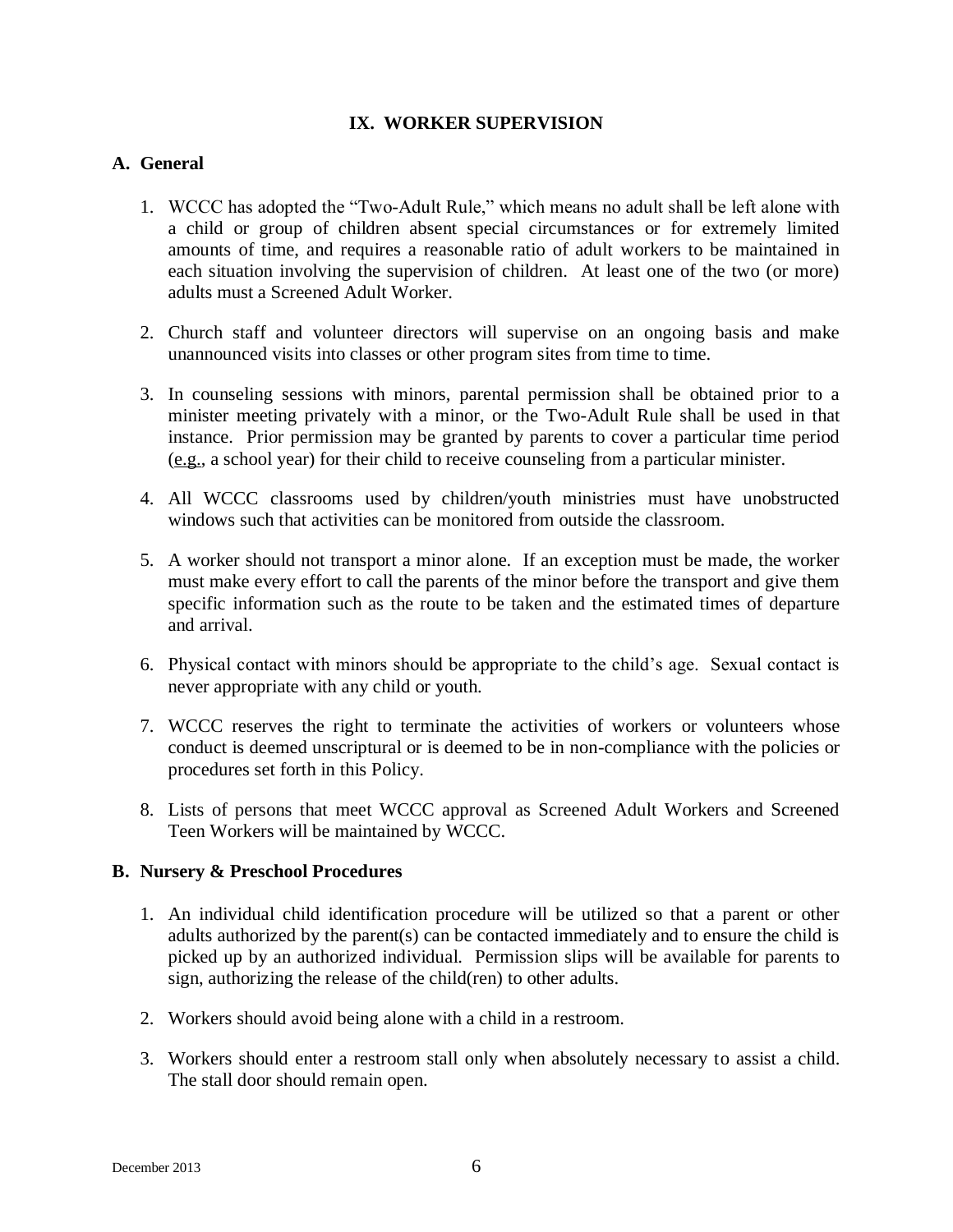## IX. WORKER SUPERVISION

### A. General

1. WCCC has adopted the "Two-Adult Rule," which means no adult shall be left alone with a child or group of children absent special circumstances or for extremely limited amounts of time, and requires a reasonable ratio of adult workers to be maintained in each situation involving the supervision of children. At least one of the two (or more) adults must a Screened Adult Worker.

2. Church staff and volunteer directors will supervise on an ongoing basis and make unannounced visits into classes or other program sites from time to time.

3. In counseling sessions with minors, parental permission shall be obtained prior to a minister meeting privately with a minor, or the Two-Adult Rule shall be used in that instance. Prior permission may be granted by parents to cover a particular time period (e.g., a school year) for their child to receive counseling from a particular minister.

4. All WCCC classrooms used by children/youth ministries must have unobstructed windows such that activities can be monitored from outside the classroom.

5. A worker should not transport a minor alone. If an exception must be made, the worker must make every effort to call the parents of the minor before the transport and give them specific information such as the route to be taken and the estimated times of departure and arrival.

6. Physical contact with minors should be appropriate to the child's age. Sexual contact is never appropriate with any child or youth.

7. WCCC reserves the right to terminate the activities of workers or volunteers whose conduct is deemed unscriptural or is deemed to be in non-compliance with the policies or procedures set forth in this Policy.

8. Lists of persons that meet WCCC approval as Screened Adult Workers and Screened Teen Workers will be maintained by WCCC.

### B. Nursery & Preschool Procedures

1. An individual child identification procedure will be utilized so that a parent or other adults authorized by the parent(s) can be contacted immediately and to ensure the child is picked up by an authorized individual. Permission slips will be available for parents to sign, authorizing the release of the child(ren) to other adults.

2. Workers should avoid being alone with a child in a restroom.

3. Workers should enter a restroom stall only when absolutely necessary to assist a child. The stall door should remain open.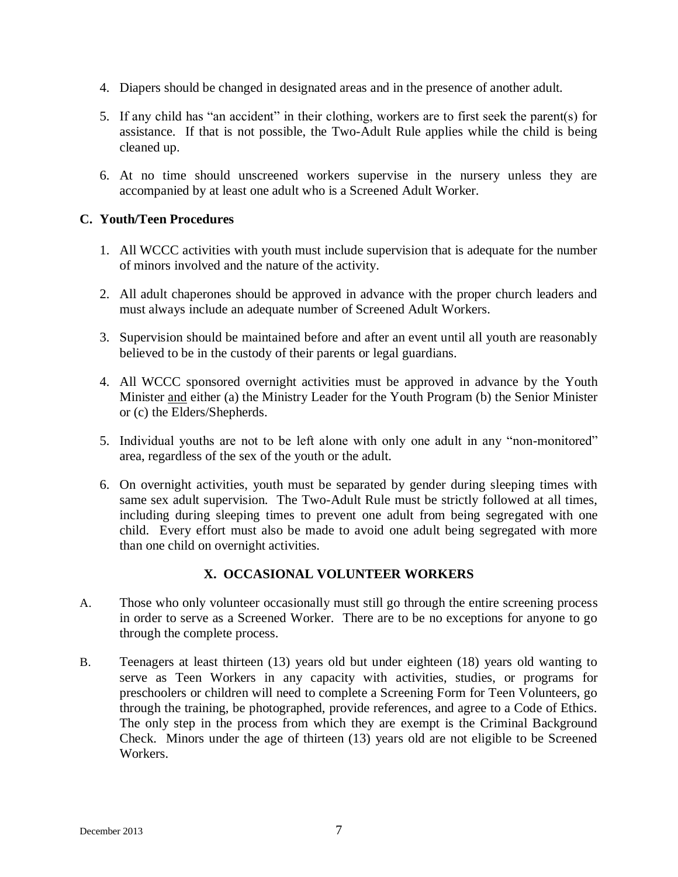4. Diapers should be changed in designated areas and in the presence of another adult.

5. If any child has "an accident" in their clothing, workers are to first seek the parent(s) for assistance. If that is not possible, the Two-Adult Rule applies while the child is being cleaned up.

6. At no time should unscreened workers supervise in the nursery unless they are accompanied by at least one adult who is a Screened Adult Worker.

**C. Youth/Teen Procedures**

1. All WCCC activities with youth must include supervision that is adequate for the number of minors involved and the nature of the activity.

2. All adult chaperones should be approved in advance with the proper church leaders and must always include an adequate number of Screened Adult Workers.

3. Supervision should be maintained before and after an event until all youth are reasonably believed to be in the custody of their parents or legal guardians.

4. All WCCC sponsored overnight activities must be approved in advance by the Youth Minister <u>and</u> either (a) the Ministry Leader for the Youth Program (b) the Senior Minister or (c) the Elders/Shepherds.

5. Individual youths are not to be left alone with only one adult in any "non-monitored" area, regardless of the sex of the youth or the adult.

6. On overnight activities, youth must be separated by gender during sleeping times with same sex adult supervision. The Two-Adult Rule must be strictly followed at all times, including during sleeping times to prevent one adult from being segregated with one child. Every effort must also be made to avoid one adult being segregated with more than one child on overnight activities.

## X. OCCASIONAL VOLUNTEER WORKERS

A. Those who only volunteer occasionally must still go through the entire screening process in order to serve as a Screened Worker. There are to be no exceptions for anyone to go through the complete process.

B. Teenagers at least thirteen (13) years old but under eighteen (18) years old wanting to serve as Teen Workers in any capacity with activities, studies, or programs for preschoolers or children will need to complete a Screening Form for Teen Volunteers, go through the training, be photographed, provide references, and agree to a Code of Ethics. The only step in the process from which they are exempt is the Criminal Background Check. Minors under the age of thirteen (13) years old are not eligible to be Screened Workers.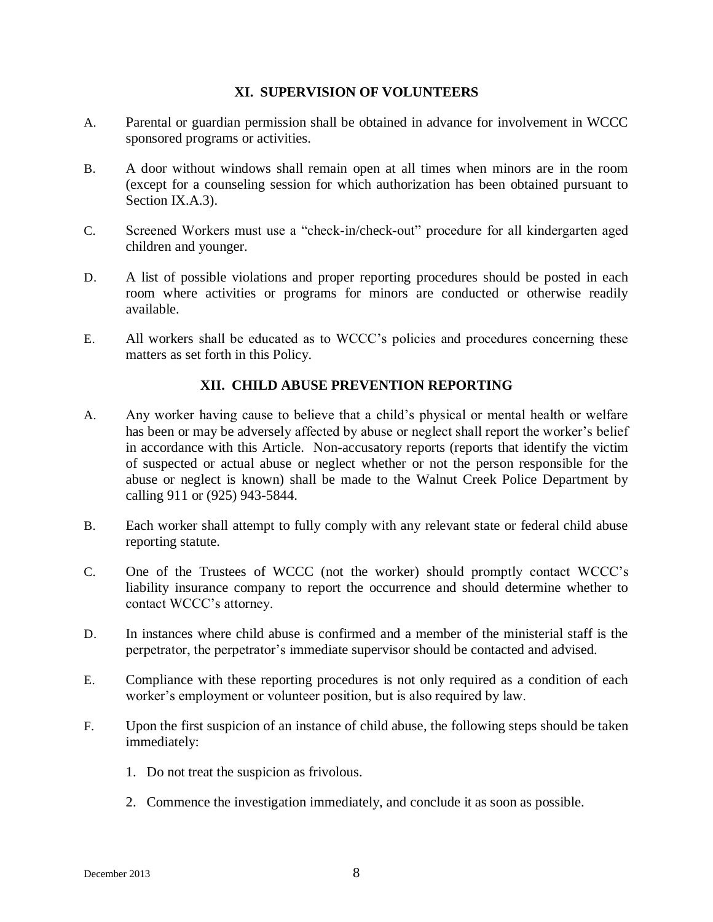## XI. SUPERVISION OF VOLUNTEERS

A. Parental or guardian permission shall be obtained in advance for involvement in WCCC sponsored programs or activities.

B. A door without windows shall remain open at all times when minors are in the room (except for a counseling session for which authorization has been obtained pursuant to Section IX.A.3).

C. Screened Workers must use a "check-in/check-out" procedure for all kindergarten aged children and younger.

D. A list of possible violations and proper reporting procedures should be posted in each room where activities or programs for minors are conducted or otherwise readily available.

E. All workers shall be educated as to WCCC's policies and procedures concerning these matters as set forth in this Policy.

## XII. CHILD ABUSE PREVENTION REPORTING

A. Any worker having cause to believe that a child's physical or mental health or welfare has been or may be adversely affected by abuse or neglect shall report the worker's belief in accordance with this Article. Non-accusatory reports (reports that identify the victim of suspected or actual abuse or neglect whether or not the person responsible for the abuse or neglect is known) shall be made to the Walnut Creek Police Department by calling 911 or (925) 943-5844.

B. Each worker shall attempt to fully comply with any relevant state or federal child abuse reporting statute.

C. One of the Trustees of WCCC (not the worker) should promptly contact WCCC's liability insurance company to report the occurrence and should determine whether to contact WCCC's attorney.

D. In instances where child abuse is confirmed and a member of the ministerial staff is the perpetrator, the perpetrator's immediate supervisor should be contacted and advised.

E. Compliance with these reporting procedures is not only required as a condition of each worker's employment or volunteer position, but is also required by law.

F. Upon the first suspicion of an instance of child abuse, the following steps should be taken immediately:

1. Do not treat the suspicion as frivolous.
2. Commence the investigation immediately, and conclude it as soon as possible.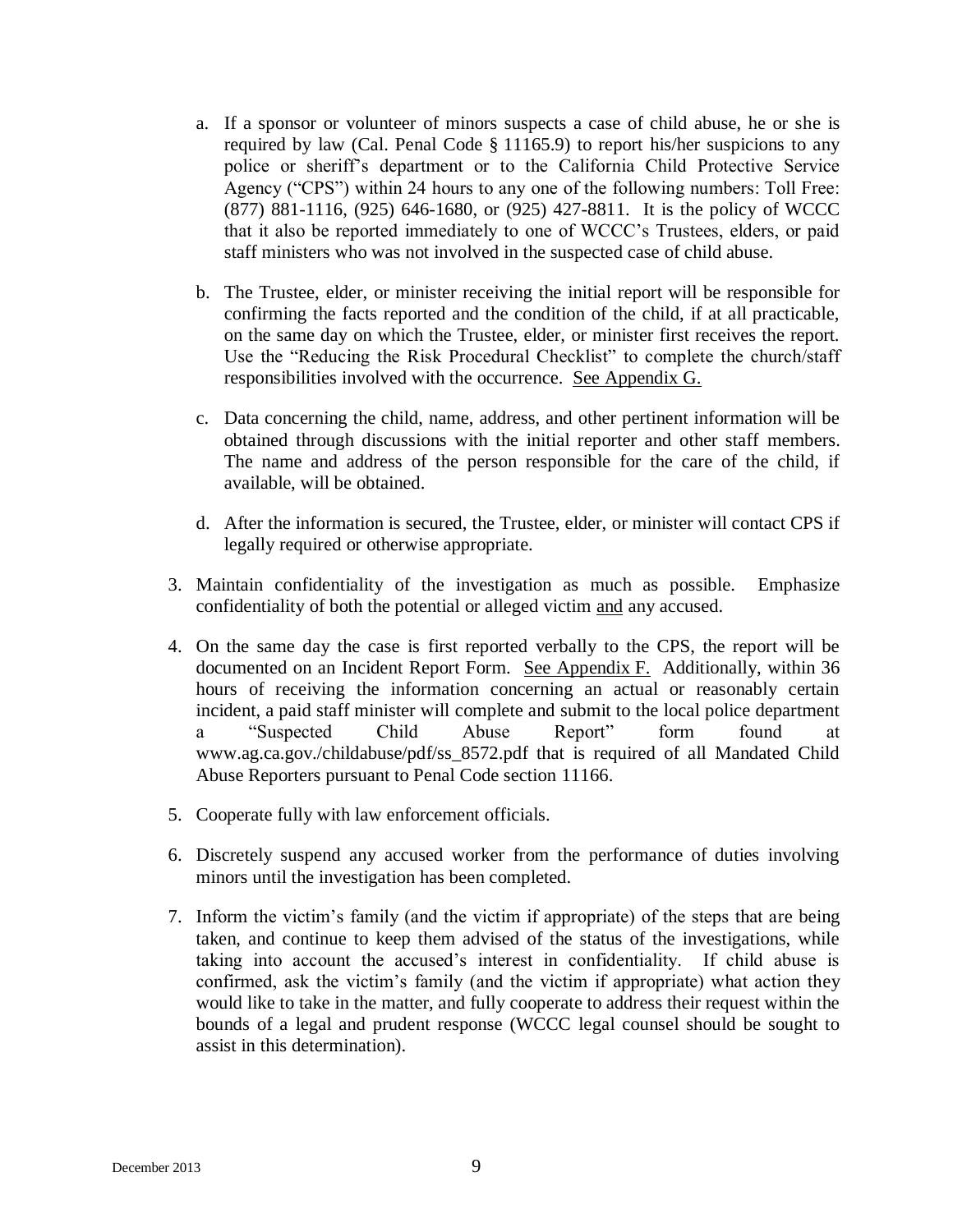a. If a sponsor or volunteer of minors suspects a case of child abuse, he or she is required by law (Cal. Penal Code § 11165.9) to report his/her suspicions to any police or sheriff's department or to the California Child Protective Service Agency ("CPS") within 24 hours to any one of the following numbers: Toll Free: (877) 881-1116, (925) 646-1680, or (925) 427-8811. It is the policy of WCCC that it also be reported immediately to one of WCCC's Trustees, elders, or paid staff ministers who was not involved in the suspected case of child abuse.

   b. The Trustee, elder, or minister receiving the initial report will be responsible for confirming the facts reported and the condition of the child, if at all practicable, on the same day on which the Trustee, elder, or minister first receives the report. Use the "Reducing the Risk Procedural Checklist" to complete the church/staff responsibilities involved with the occurrence. <u>See Appendix G.</u>

   c. Data concerning the child, name, address, and other pertinent information will be obtained through discussions with the initial reporter and other staff members. The name and address of the person responsible for the care of the child, if available, will be obtained.

   d. After the information is secured, the Trustee, elder, or minister will contact CPS if legally required or otherwise appropriate.

3. Maintain confidentiality of the investigation as much as possible. Emphasize confidentiality of both the potential or alleged victim <u>and</u> any accused.

4. On the same day the case is first reported verbally to the CPS, the report will be documented on an Incident Report Form. <u>See Appendix F.</u> Additionally, within 36 hours of receiving the information concerning an actual or reasonably certain incident, a paid staff minister will complete and submit to the local police department a "Suspected Child Abuse Report" form found at www.ag.ca.gov./childabuse/pdf/ss_8572.pdf that is required of all Mandated Child Abuse Reporters pursuant to Penal Code section 11166.

5. Cooperate fully with law enforcement officials.

6. Discretely suspend any accused worker from the performance of duties involving minors until the investigation has been completed.

7. Inform the victim's family (and the victim if appropriate) of the steps that are being taken, and continue to keep them advised of the status of the investigations, while taking into account the accused's interest in confidentiality. If child abuse is confirmed, ask the victim's family (and the victim if appropriate) what action they would like to take in the matter, and fully cooperate to address their request within the bounds of a legal and prudent response (WCCC legal counsel should be sought to assist in this determination).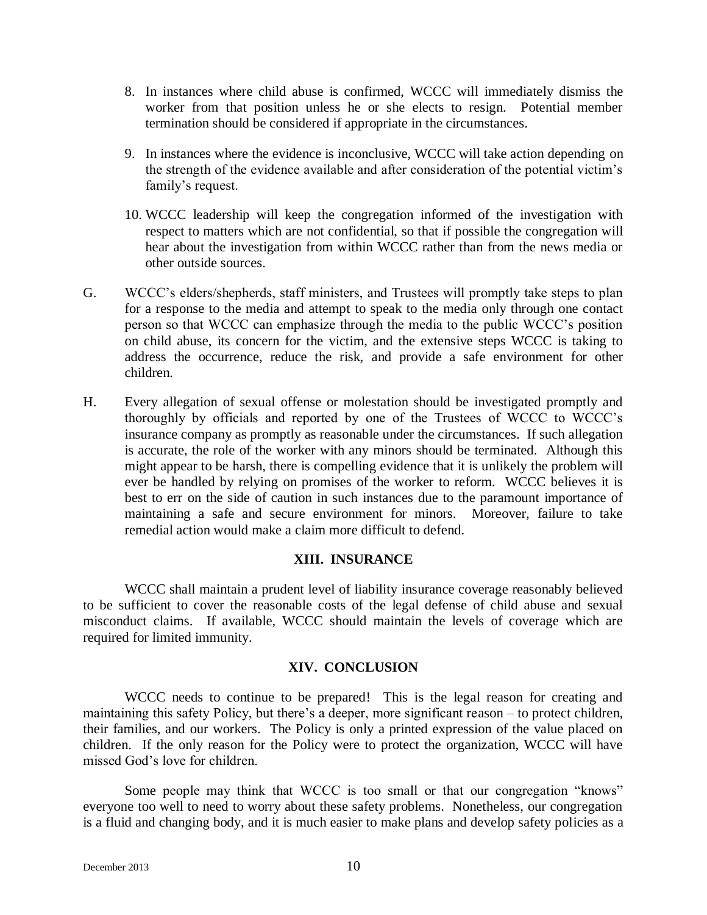8. In instances where child abuse is confirmed, WCCC will immediately dismiss the worker from that position unless he or she elects to resign. Potential member termination should be considered if appropriate in the circumstances.

9. In instances where the evidence is inconclusive, WCCC will take action depending on the strength of the evidence available and after consideration of the potential victim's family's request.

10. WCCC leadership will keep the congregation informed of the investigation with respect to matters which are not confidential, so that if possible the congregation will hear about the investigation from within WCCC rather than from the news media or other outside sources.

G. WCCC's elders/shepherds, staff ministers, and Trustees will promptly take steps to plan for a response to the media and attempt to speak to the media only through one contact person so that WCCC can emphasize through the media to the public WCCC's position on child abuse, its concern for the victim, and the extensive steps WCCC is taking to address the occurrence, reduce the risk, and provide a safe environment for other children.

H. Every allegation of sexual offense or molestation should be investigated promptly and thoroughly by officials and reported by one of the Trustees of WCCC to WCCC's insurance company as promptly as reasonable under the circumstances. If such allegation is accurate, the role of the worker with any minors should be terminated. Although this might appear to be harsh, there is compelling evidence that it is unlikely the problem will ever be handled by relying on promises of the worker to reform. WCCC believes it is best to err on the side of caution in such instances due to the paramount importance of maintaining a safe and secure environment for minors. Moreover, failure to take remedial action would make a claim more difficult to defend.

## XIII. INSURANCE

WCCC shall maintain a prudent level of liability insurance coverage reasonably believed to be sufficient to cover the reasonable costs of the legal defense of child abuse and sexual misconduct claims. If available, WCCC should maintain the levels of coverage which are required for limited immunity.

## XIV. CONCLUSION

WCCC needs to continue to be prepared! This is the legal reason for creating and maintaining this safety Policy, but there's a deeper, more significant reason – to protect children, their families, and our workers. The Policy is only a printed expression of the value placed on children. If the only reason for the Policy were to protect the organization, WCCC will have missed God's love for children.

Some people may think that WCCC is too small or that our congregation "knows" everyone too well to need to worry about these safety problems. Nonetheless, our congregation is a fluid and changing body, and it is much easier to make plans and develop safety policies as a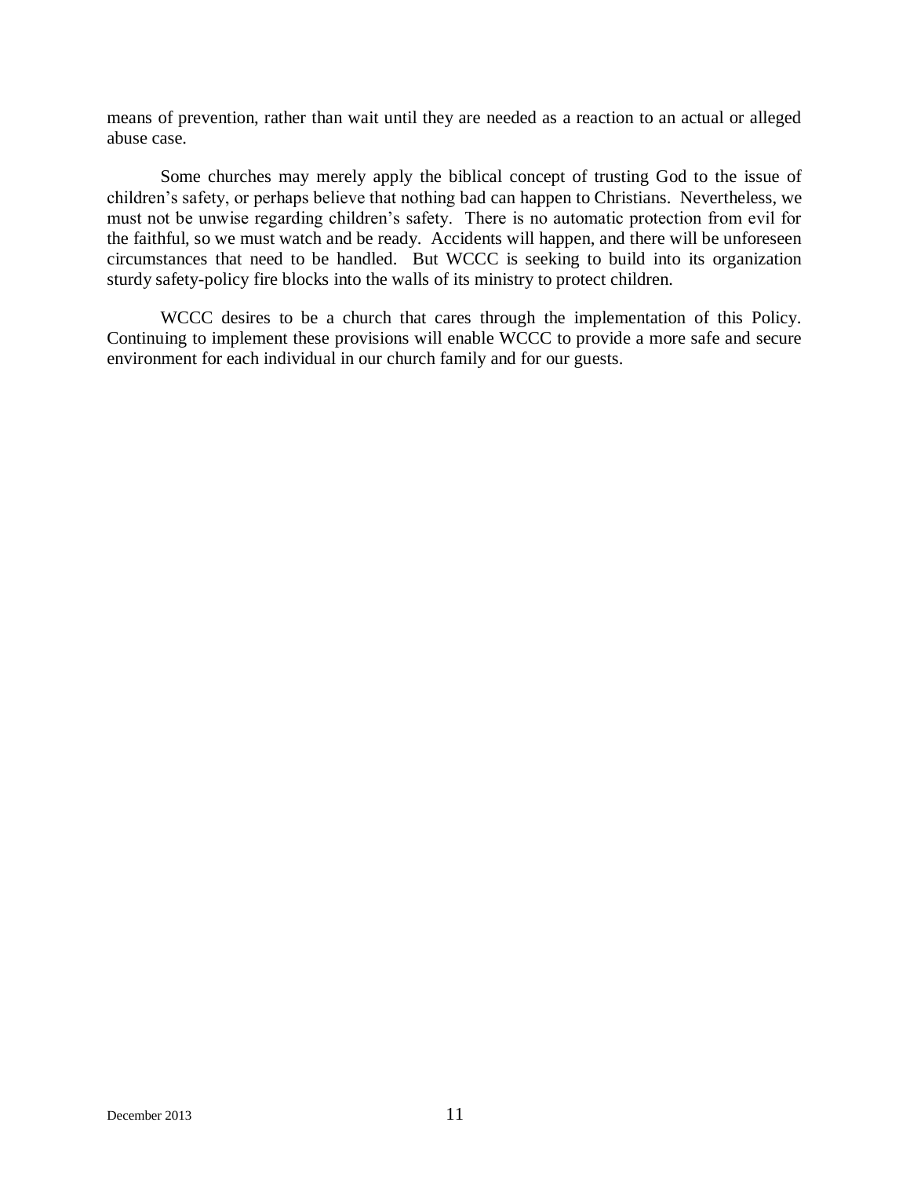means of prevention, rather than wait until they are needed as a reaction to an actual or alleged abuse case.

Some churches may merely apply the biblical concept of trusting God to the issue of children's safety, or perhaps believe that nothing bad can happen to Christians. Nevertheless, we must not be unwise regarding children's safety. There is no automatic protection from evil for the faithful, so we must watch and be ready. Accidents will happen, and there will be unforeseen circumstances that need to be handled. But WCCC is seeking to build into its organization sturdy safety-policy fire blocks into the walls of its ministry to protect children.

WCCC desires to be a church that cares through the implementation of this Policy. Continuing to implement these provisions will enable WCCC to provide a more safe and secure environment for each individual in our church family and for our guests.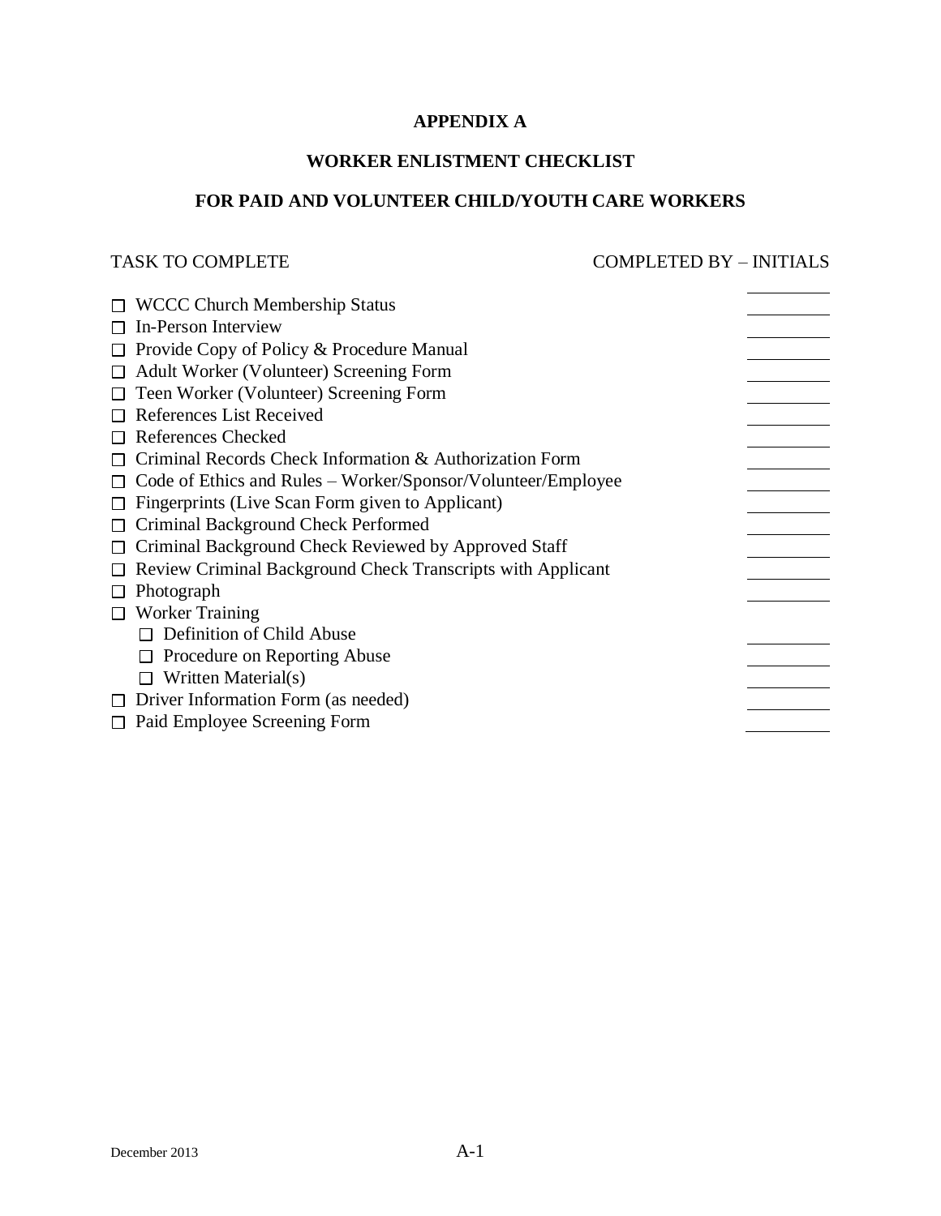**APPENDIX A**

**WORKER ENLISTMENT CHECKLIST**

**FOR PAID AND VOLUNTEER CHILD/YOUTH CARE WORKERS**

| TASK TO COMPLETE | COMPLETED BY – INITIALS |
|---|---|
| ☐ WCCC Church Membership Status | ______ |
| ☐ In-Person Interview | ______ |
| ☐ Provide Copy of Policy & Procedure Manual | ______ |
| ☐ Adult Worker (Volunteer) Screening Form | ______ |
| ☐ Teen Worker (Volunteer) Screening Form | ______ |
| ☐ References List Received | ______ |
| ☐ References Checked | ______ |
| ☐ Criminal Records Check Information & Authorization Form | ______ |
| ☐ Code of Ethics and Rules – Worker/Sponsor/Volunteer/Employee | ______ |
| ☐ Fingerprints (Live Scan Form given to Applicant) | ______ |
| ☐ Criminal Background Check Performed | ______ |
| ☐ Criminal Background Check Reviewed by Approved Staff | ______ |
| ☐ Review Criminal Background Check Transcripts with Applicant | ______ |
| ☐ Photograph | ______ |
| ☐ Worker Training | |
| &nbsp;&nbsp;&nbsp;&nbsp;☐ Definition of Child Abuse | ______ |
| &nbsp;&nbsp;&nbsp;&nbsp;☐ Procedure on Reporting Abuse | ______ |
| &nbsp;&nbsp;&nbsp;&nbsp;☐ Written Material(s) | ______ |
| ☐ Driver Information Form (as needed) | ______ |
| ☐ Paid Employee Screening Form | ______ |

December 2013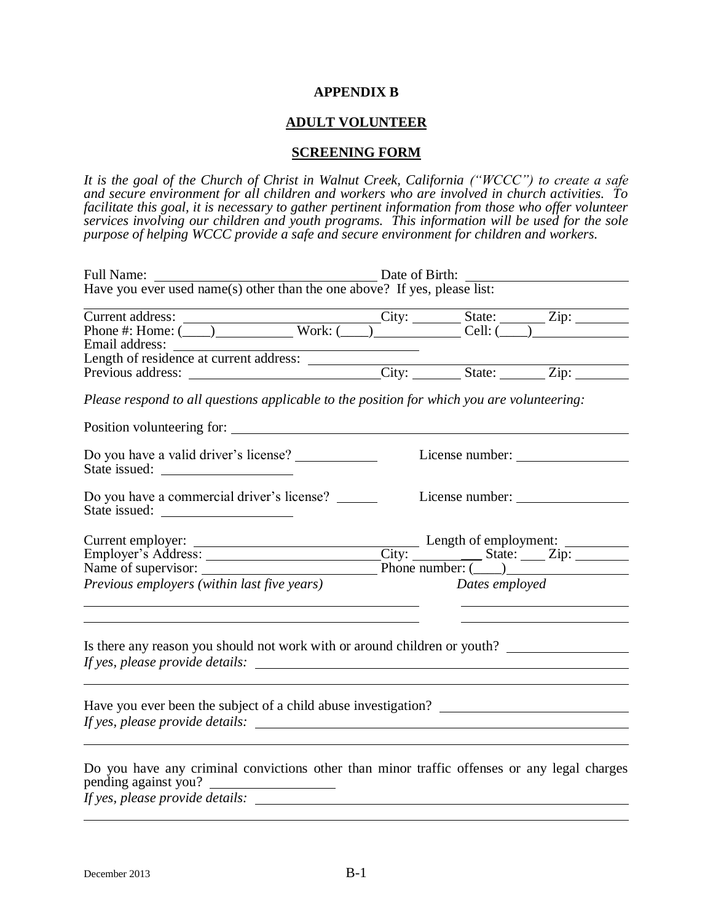**APPENDIX B**

**ADULT VOLUNTEER**

**SCREENING FORM**

*It is the goal of the Church of Christ in Walnut Creek, California ("WCCC") to create a safe and secure environment for all children and workers who are involved in church activities. To facilitate this goal, it is necessary to gather pertinent information from those who offer volunteer services involving our children and youth programs. This information will be used for the sole purpose of helping WCCC provide a safe and secure environment for children and workers.*

Full Name: ______________________________ Date of Birth: ______________________

Have you ever used name(s) other than the one above? If yes, please list:

_______________________________________________________________________________

Current address: ______________________ City: _______ State: _______ Zip: ________

Phone #: Home: (____) __________ Work: (____) ___________ Cell: (____) ____________

Email address: ________________________________

Length of residence at current address: _______________________________________

Previous address: ______________________ City: _______ State: _______ Zip: ________

*Please respond to all questions applicable to the position for which you are volunteering:*

Position volunteering for: ____________________________________________________

Do you have a valid driver's license? ___________ License number: _______________

State issued: _________________

Do you have a commercial driver's license? ______ License number: _______________

State issued: _________________

Current employer: ____________________________ Length of employment: _________

Employer's Address: ______________________ City: __________ State: ____ Zip: ________

Name of supervisor: ______________________ Phone number: (____) _______________

*Previous employers (within last five years)* *Dates employed*

_______________________________________________ ______________________

_______________________________________________ ______________________

Is there any reason you should not work with or around children or youth? _______________

*If yes, please provide details:* _____________________________________________________

_______________________________________________________________________________

Have you ever been the subject of a child abuse investigation? ___________________________

*If yes, please provide details:* _____________________________________________________

_______________________________________________________________________________

Do you have any criminal convictions other than minor traffic offenses or any legal charges pending against you? _________________

*If yes, please provide details:* _____________________________________________________

_______________________________________________________________________________

December 2013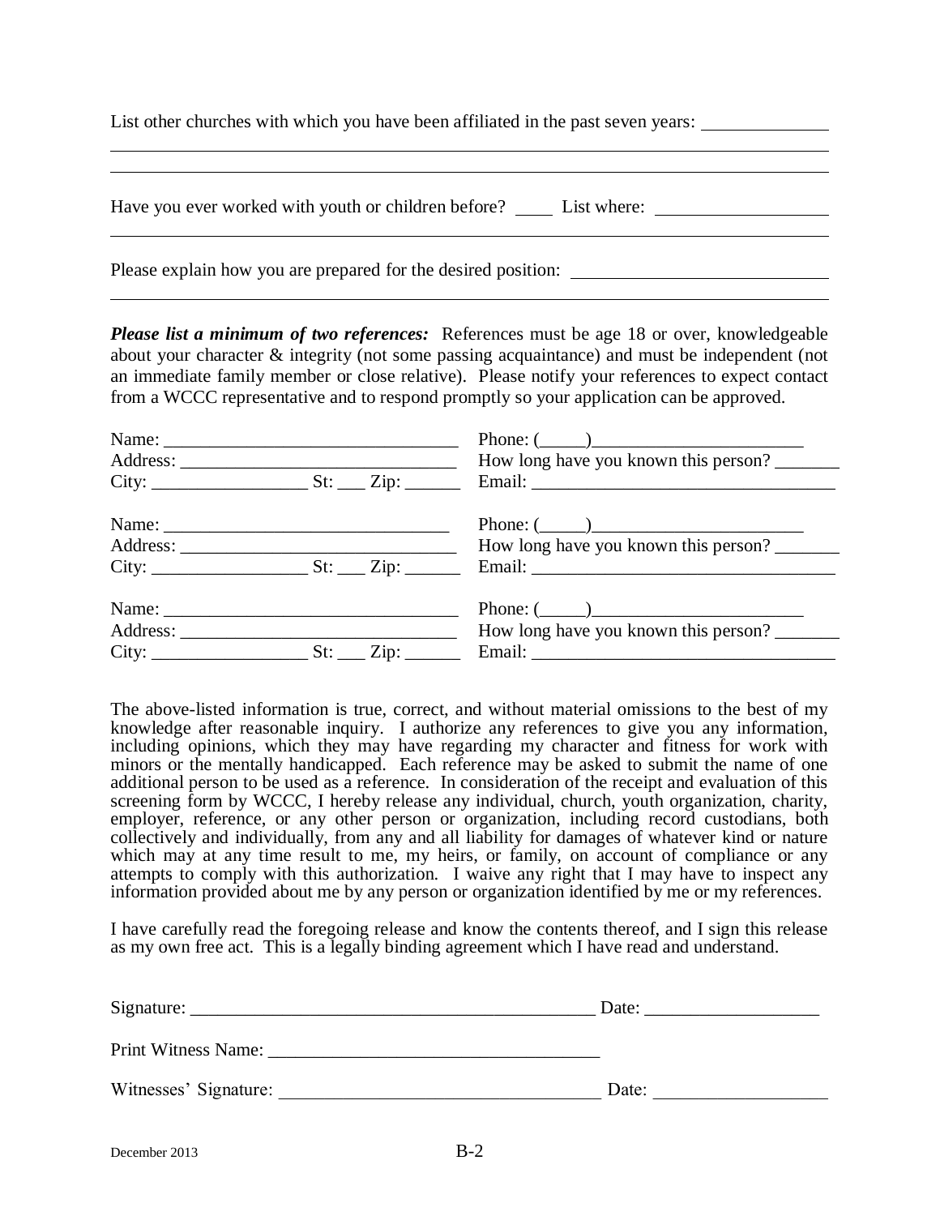List other churches with which you have been affiliated in the past seven years: ______________

___________________________________________________________________________

___________________________________________________________________________

Have you ever worked with youth or children before? ____ List where: ___________________

___________________________________________________________________________

Please explain how you are prepared for the desired position: ____________________________

___________________________________________________________________________

***Please list a minimum of two references:*** References must be age 18 or over, knowledgeable about your character & integrity (not some passing acquaintance) and must be independent (not an immediate family member or close relative). Please notify your references to expect contact from a WCCC representative and to respond promptly so your application can be approved.

Name: ________________________________ Phone: (_____)_______________________
Address: ______________________________ How long have you known this person? _______
City: _________________ St: ___ Zip: ______ Email: _________________________________

Name: ________________________________ Phone: (_____)_______________________
Address: ______________________________ How long have you known this person? _______
City: _________________ St: ___ Zip: ______ Email: _________________________________

Name: ________________________________ Phone: (_____)_______________________
Address: ______________________________ How long have you known this person? _______
City: _________________ St: ___ Zip: ______ Email: _________________________________

The above-listed information is true, correct, and without material omissions to the best of my knowledge after reasonable inquiry. I authorize any references to give you any information, including opinions, which they may have regarding my character and fitness for work with minors or the mentally handicapped. Each reference may be asked to submit the name of one additional person to be used as a reference. In consideration of the receipt and evaluation of this screening form by WCCC, I hereby release any individual, church, youth organization, charity, employer, reference, or any other person or organization, including record custodians, both collectively and individually, from any and all liability for damages of whatever kind or nature which may at any time result to me, my heirs, or family, on account of compliance or any attempts to comply with this authorization. I waive any right that I may have to inspect any information provided about me by any person or organization identified by me or my references.

I have carefully read the foregoing release and know the contents thereof, and I sign this release as my own free act. This is a legally binding agreement which I have read and understand.

Signature: ____________________________________________ Date: ___________________

Print Witness Name: ____________________________________

Witnesses' Signature: ___________________________________ Date: ___________________

December 2013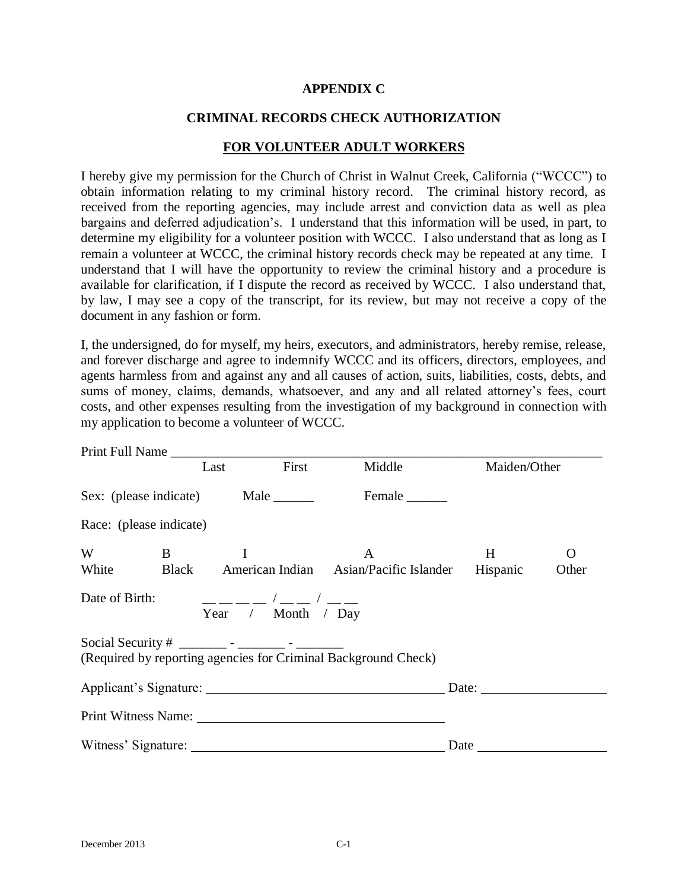**APPENDIX C**

**CRIMINAL RECORDS CHECK AUTHORIZATION**

**FOR VOLUNTEER ADULT WORKERS**

I hereby give my permission for the Church of Christ in Walnut Creek, California ("WCCC") to obtain information relating to my criminal history record. The criminal history record, as received from the reporting agencies, may include arrest and conviction data as well as plea bargains and deferred adjudication's. I understand that this information will be used, in part, to determine my eligibility for a volunteer position with WCCC. I also understand that as long as I remain a volunteer at WCCC, the criminal history records check may be repeated at any time. I understand that I will have the opportunity to review the criminal history and a procedure is available for clarification, if I dispute the record as received by WCCC. I also understand that, by law, I may see a copy of the transcript, for its review, but may not receive a copy of the document in any fashion or form.

I, the undersigned, do for myself, my heirs, executors, and administrators, hereby remise, release, and forever discharge and agree to indemnify WCCC and its officers, directors, employees, and agents harmless from and against any and all causes of action, suits, liabilities, costs, debts, and sums of money, claims, demands, whatsoever, and any and all related attorney's fees, court costs, and other expenses resulting from the investigation of my background in connection with my application to become a volunteer of WCCC.

Print Full Name ______________________________________________________________
Last First Middle Maiden/Other

Sex: (please indicate) Male ______ Female ______

Race: (please indicate)

| W | B | I | A | H | O |
|---|---|---|---|---|---|
| White | Black | American Indian | Asian/Pacific Islander | Hispanic | Other |

Date of Birth: __ __ __ __ / __ __ / __ __
Year / Month / Day

Social Security # _______ - _______ - _______
(Required by reporting agencies for Criminal Background Check)

Applicant's Signature: ___________________________________ Date: __________________

Print Witness Name: ____________________________________

Witness' Signature: ______________________________________ Date ___________________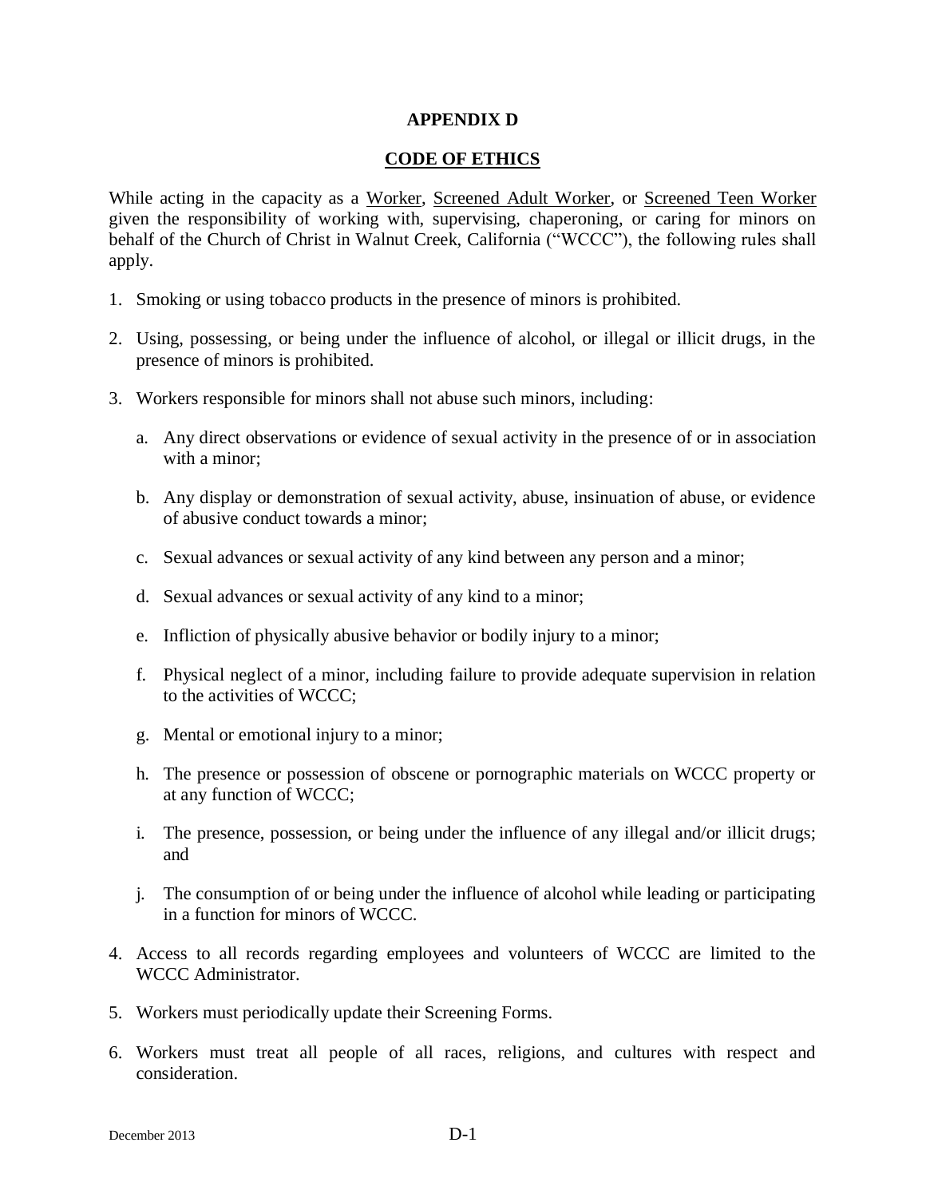# APPENDIX D

## CODE OF ETHICS

While acting in the capacity as a Worker, Screened Adult Worker, or Screened Teen Worker given the responsibility of working with, supervising, chaperoning, or caring for minors on behalf of the Church of Christ in Walnut Creek, California ("WCCC"), the following rules shall apply.

1. Smoking or using tobacco products in the presence of minors is prohibited.
2. Using, possessing, or being under the influence of alcohol, or illegal or illicit drugs, in the presence of minors is prohibited.
3. Workers responsible for minors shall not abuse such minors, including:
   a. Any direct observations or evidence of sexual activity in the presence of or in association with a minor;
   b. Any display or demonstration of sexual activity, abuse, insinuation of abuse, or evidence of abusive conduct towards a minor;
   c. Sexual advances or sexual activity of any kind between any person and a minor;
   d. Sexual advances or sexual activity of any kind to a minor;
   e. Infliction of physically abusive behavior or bodily injury to a minor;
   f. Physical neglect of a minor, including failure to provide adequate supervision in relation to the activities of WCCC;
   g. Mental or emotional injury to a minor;
   h. The presence or possession of obscene or pornographic materials on WCCC property or at any function of WCCC;
   i. The presence, possession, or being under the influence of any illegal and/or illicit drugs; and
   j. The consumption of or being under the influence of alcohol while leading or participating in a function for minors of WCCC.
4. Access to all records regarding employees and volunteers of WCCC are limited to the WCCC Administrator.
5. Workers must periodically update their Screening Forms.
6. Workers must treat all people of all races, religions, and cultures with respect and consideration.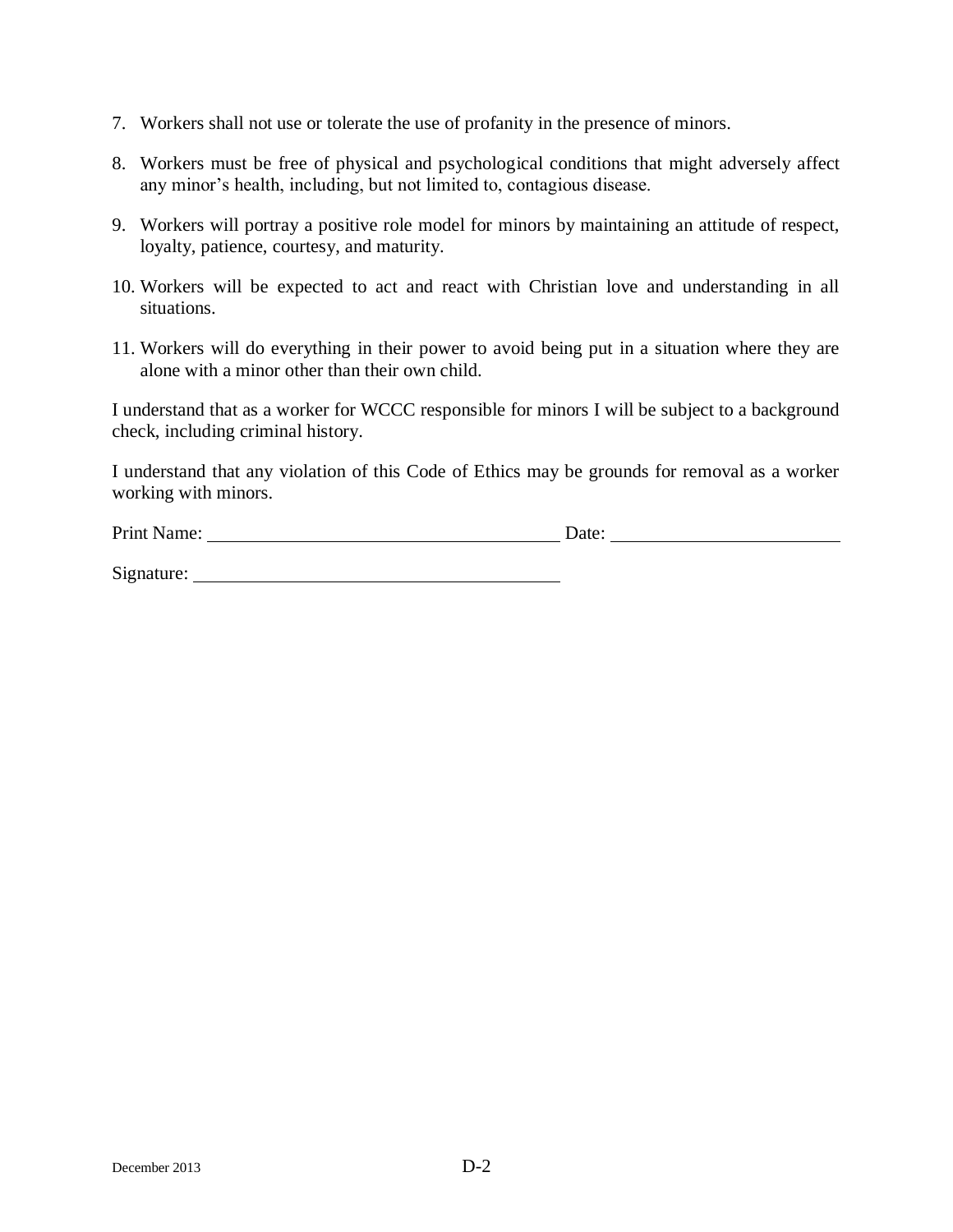7. Workers shall not use or tolerate the use of profanity in the presence of minors.

8. Workers must be free of physical and psychological conditions that might adversely affect any minor's health, including, but not limited to, contagious disease.

9. Workers will portray a positive role model for minors by maintaining an attitude of respect, loyalty, patience, courtesy, and maturity.

10. Workers will be expected to act and react with Christian love and understanding in all situations.

11. Workers will do everything in their power to avoid being put in a situation where they are alone with a minor other than their own child.

I understand that as a worker for WCCC responsible for minors I will be subject to a background check, including criminal history.

I understand that any violation of this Code of Ethics may be grounds for removal as a worker working with minors.

Print Name: ______________________________ Date: ____________________

Signature: ______________________________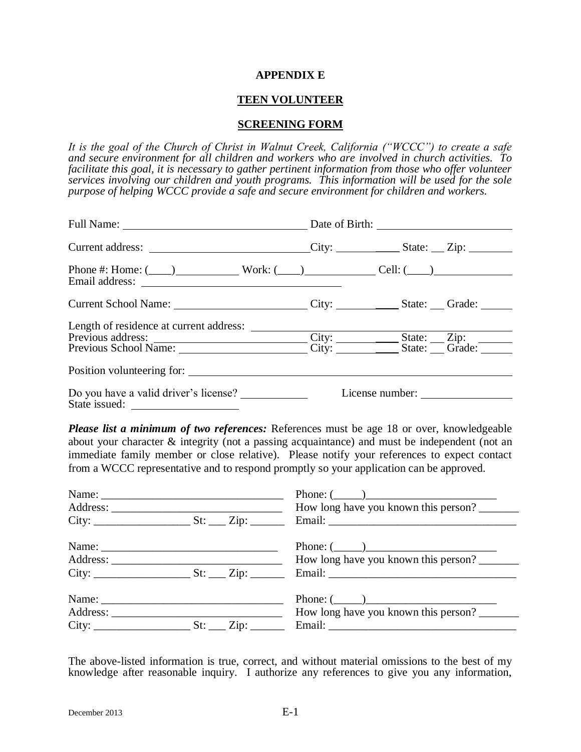**APPENDIX E**

**TEEN VOLUNTEER**

**SCREENING FORM**

*It is the goal of the Church of Christ in Walnut Creek, California ("WCCC") to create a safe and secure environment for all children and workers who are involved in church activities. To facilitate this goal, it is necessary to gather pertinent information from those who offer volunteer services involving our children and youth programs. This information will be used for the sole purpose of helping WCCC provide a safe and secure environment for children and workers.*

Full Name: ________________________________ Date of Birth: ________________________

Current address: ____________________________City: ___________ State: __ Zip: ________

Phone #: Home: (____)___________ Work: (____)____________ Cell: (____)______________
Email address: ____________________________________

Current School Name: ________________________ City: ___________ State: ___ Grade: ______

Length of residence at current address: ________________________________________________
Previous address: ___________________________ City: ___________ State: __ Zip: ______
Previous School Name: _______________________ City: ___________ State: ___ Grade: ______

Position volunteering for: _______________________________________________________________

Do you have a valid driver's license? ____________ License number: ________________
State issued: __________________

***Please list a minimum of two references:*** References must be age 18 or over, knowledgeable about your character & integrity (not a passing acquaintance) and must be independent (not an immediate family member or close relative). Please notify your references to expect contact from a WCCC representative and to respond promptly so your application can be approved.

Name: _________________________________ Phone: (_____)________________________
Address: _______________________________ How long have you known this person? _______
City: _________________ St: ___ Zip: ______ Email: _________________________________

Name: _________________________________ Phone: (_____)________________________
Address: _______________________________ How long have you known this person? _______
City: _________________ St: ___ Zip: ______ Email: _________________________________

Name: _________________________________ Phone: (_____)________________________
Address: _______________________________ How long have you known this person? _______
City: _________________ St: ___ Zip: ______ Email: _________________________________

The above-listed information is true, correct, and without material omissions to the best of my knowledge after reasonable inquiry. I authorize any references to give you any information,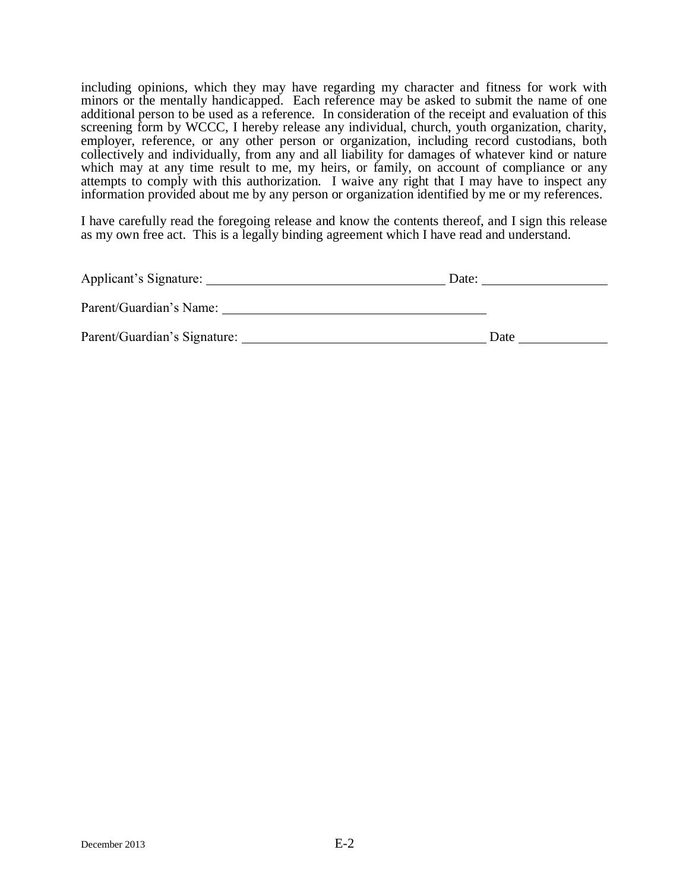including opinions, which they may have regarding my character and fitness for work with minors or the mentally handicapped. Each reference may be asked to submit the name of one additional person to be used as a reference. In consideration of the receipt and evaluation of this screening form by WCCC, I hereby release any individual, church, youth organization, charity, employer, reference, or any other person or organization, including record custodians, both collectively and individually, from any and all liability for damages of whatever kind or nature which may at any time result to me, my heirs, or family, on account of compliance or any attempts to comply with this authorization. I waive any right that I may have to inspect any information provided about me by any person or organization identified by me or my references.

I have carefully read the foregoing release and know the contents thereof, and I sign this release as my own free act. This is a legally binding agreement which I have read and understand.

Applicant's Signature: ___________________________________ Date: __________________

Parent/Guardian's Name: ________________________________________

Parent/Guardian's Signature: ____________________________________ Date _____________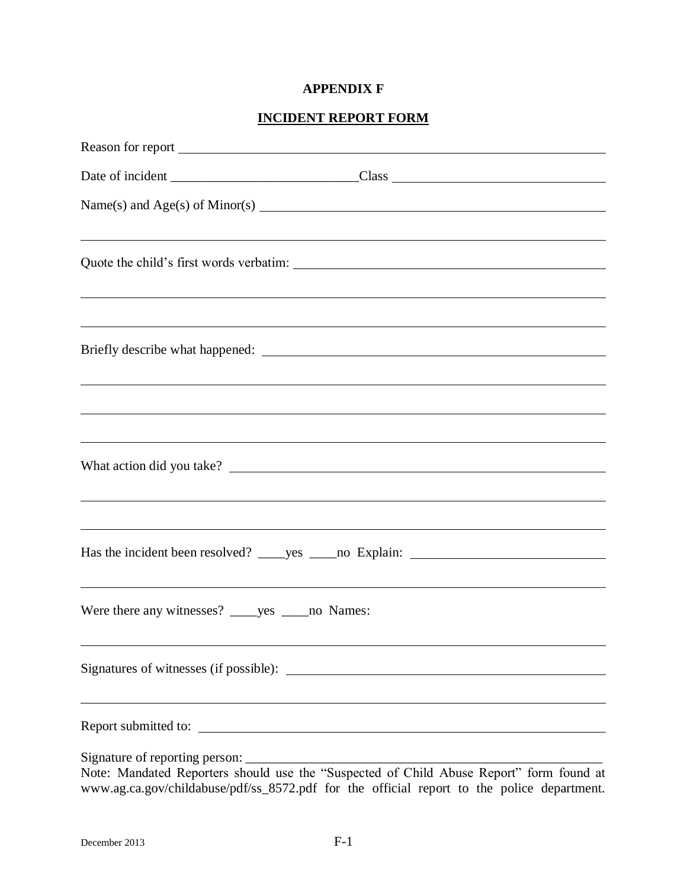**APPENDIX F**

**INCIDENT REPORT FORM**

Reason for report ______________________________________________________________

Date of incident ___________________________ Class ______________________________

Name(s) and Age(s) of Minor(s) ______________________________________________

_________________________________________________________________________

Quote the child's first words verbatim: ________________________________________

_________________________________________________________________________

_________________________________________________________________________

Briefly describe what happened: ______________________________________________

_________________________________________________________________________

_________________________________________________________________________

_________________________________________________________________________

What action did you take? ___________________________________________________

_________________________________________________________________________

_________________________________________________________________________

Has the incident been resolved? ____yes ____no Explain: ___________________________

_________________________________________________________________________

Were there any witnesses? ____yes ____no Names:

_________________________________________________________________________

Signatures of witnesses (if possible): ___________________________________________

_________________________________________________________________________

Report submitted to: _______________________________________________________

Signature of reporting person: _______________________________________________

Note: Mandated Reporters should use the "Suspected of Child Abuse Report" form found at www.ag.ca.gov/childabuse/pdf/ss_8572.pdf for the official report to the police department.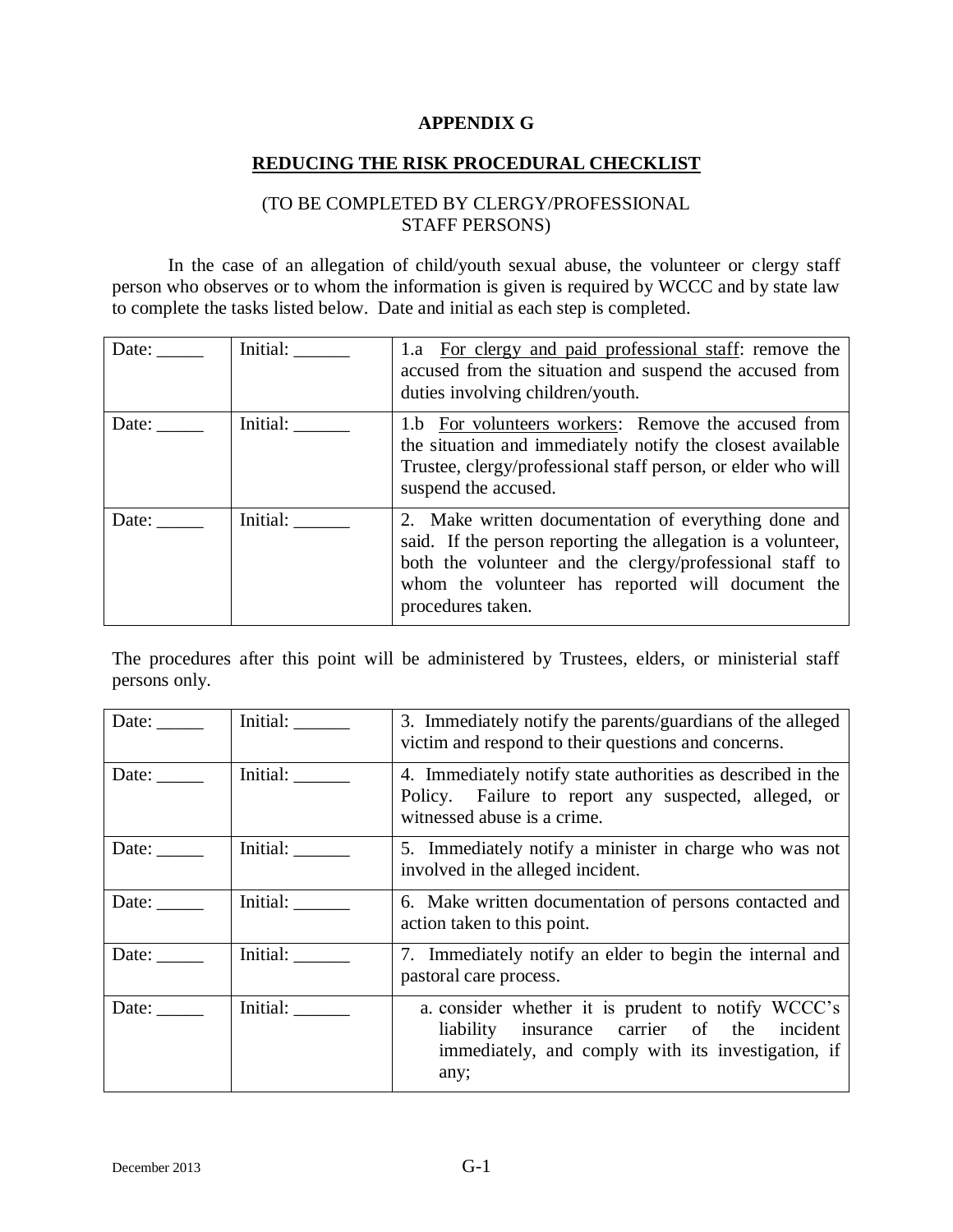**APPENDIX G**

**REDUCING THE RISK PROCEDURAL CHECKLIST**

(TO BE COMPLETED BY CLERGY/PROFESSIONAL STAFF PERSONS)

In the case of an allegation of child/youth sexual abuse, the volunteer or clergy staff person who observes or to whom the information is given is required by WCCC and by state law to complete the tasks listed below. Date and initial as each step is completed.

| | | |
|---|---|---|
| Date: _____ | Initial: ______ | 1.a <u>For clergy and paid professional staff</u>: remove the accused from the situation and suspend the accused from duties involving children/youth. |
| Date: _____ | Initial: ______ | 1.b <u>For volunteers workers</u>: Remove the accused from the situation and immediately notify the closest available Trustee, clergy/professional staff person, or elder who will suspend the accused. |
| Date: _____ | Initial: ______ | 2. Make written documentation of everything done and said. If the person reporting the allegation is a volunteer, both the volunteer and the clergy/professional staff to whom the volunteer has reported will document the procedures taken. |

The procedures after this point will be administered by Trustees, elders, or ministerial staff persons only.

| | | |
|---|---|---|
| Date: _____ | Initial: ______ | 3. Immediately notify the parents/guardians of the alleged victim and respond to their questions and concerns. |
| Date: _____ | Initial: ______ | 4. Immediately notify state authorities as described in the Policy. Failure to report any suspected, alleged, or witnessed abuse is a crime. |
| Date: _____ | Initial: ______ | 5. Immediately notify a minister in charge who was not involved in the alleged incident. |
| Date: _____ | Initial: ______ | 6. Make written documentation of persons contacted and action taken to this point. |
| Date: _____ | Initial: ______ | 7. Immediately notify an elder to begin the internal and pastoral care process. |
| Date: _____ | Initial: ______ | a. consider whether it is prudent to notify WCCC's liability insurance carrier of the incident immediately, and comply with its investigation, if any; |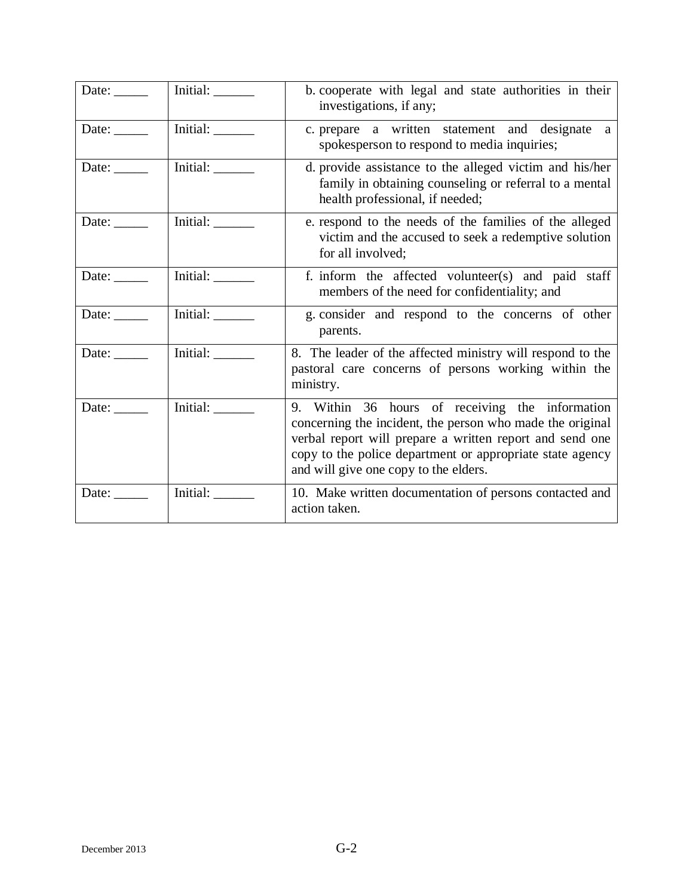| Date: _____ | Initial: ______ | b. cooperate with legal and state authorities in their investigations, if any; |
|---|---|---|
| Date: _____ | Initial: ______ | c. prepare a written statement and designate a spokesperson to respond to media inquiries; |
| Date: _____ | Initial: ______ | d. provide assistance to the alleged victim and his/her family in obtaining counseling or referral to a mental health professional, if needed; |
| Date: _____ | Initial: ______ | e. respond to the needs of the families of the alleged victim and the accused to seek a redemptive solution for all involved; |
| Date: _____ | Initial: ______ | f. inform the affected volunteer(s) and paid staff members of the need for confidentiality; and |
| Date: _____ | Initial: ______ | g. consider and respond to the concerns of other parents. |
| Date: _____ | Initial: ______ | 8. The leader of the affected ministry will respond to the pastoral care concerns of persons working within the ministry. |
| Date: _____ | Initial: ______ | 9. Within 36 hours of receiving the information concerning the incident, the person who made the original verbal report will prepare a written report and send one copy to the police department or appropriate state agency and will give one copy to the elders. |
| Date: _____ | Initial: ______ | 10. Make written documentation of persons contacted and action taken. |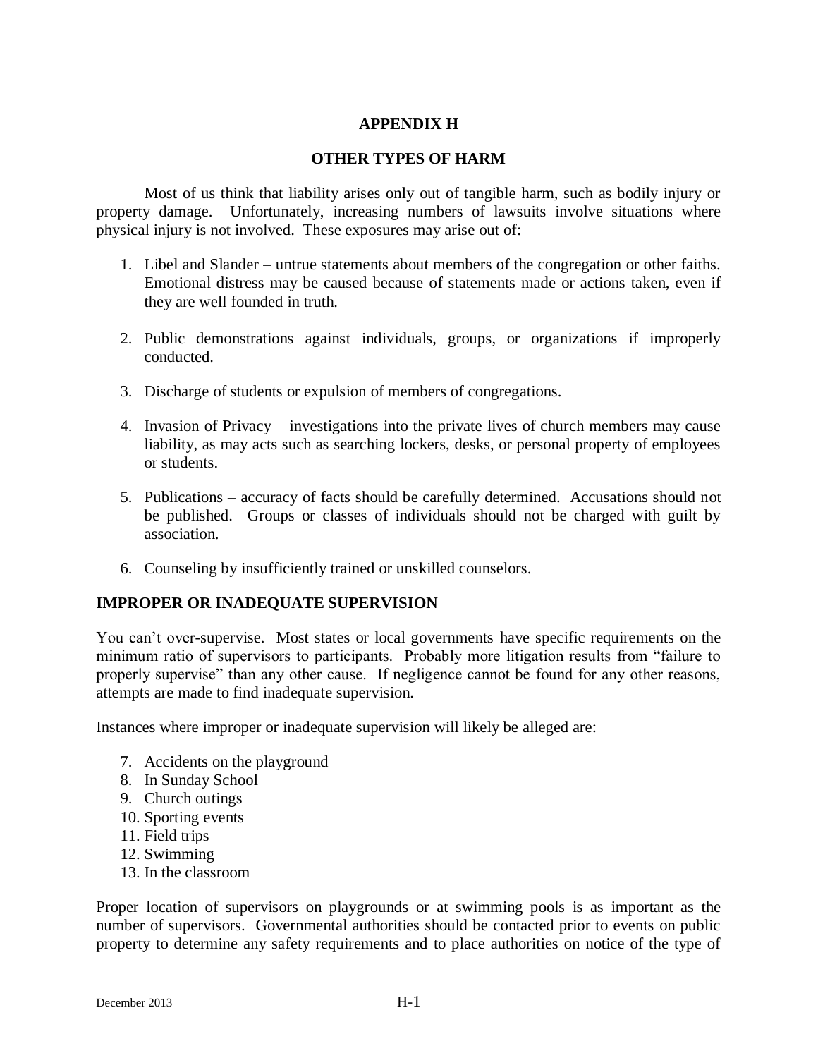# APPENDIX H

## OTHER TYPES OF HARM

Most of us think that liability arises only out of tangible harm, such as bodily injury or property damage. Unfortunately, increasing numbers of lawsuits involve situations where physical injury is not involved. These exposures may arise out of:

1. Libel and Slander – untrue statements about members of the congregation or other faiths. Emotional distress may be caused because of statements made or actions taken, even if they are well founded in truth.

2. Public demonstrations against individuals, groups, or organizations if improperly conducted.

3. Discharge of students or expulsion of members of congregations.

4. Invasion of Privacy – investigations into the private lives of church members may cause liability, as may acts such as searching lockers, desks, or personal property of employees or students.

5. Publications – accuracy of facts should be carefully determined. Accusations should not be published. Groups or classes of individuals should not be charged with guilt by association.

6. Counseling by insufficiently trained or unskilled counselors.

## IMPROPER OR INADEQUATE SUPERVISION

You can't over-supervise. Most states or local governments have specific requirements on the minimum ratio of supervisors to participants. Probably more litigation results from "failure to properly supervise" than any other cause. If negligence cannot be found for any other reasons, attempts are made to find inadequate supervision.

Instances where improper or inadequate supervision will likely be alleged are:

7. Accidents on the playground
8. In Sunday School
9. Church outings
10. Sporting events
11. Field trips
12. Swimming
13. In the classroom

Proper location of supervisors on playgrounds or at swimming pools is as important as the number of supervisors. Governmental authorities should be contacted prior to events on public property to determine any safety requirements and to place authorities on notice of the type of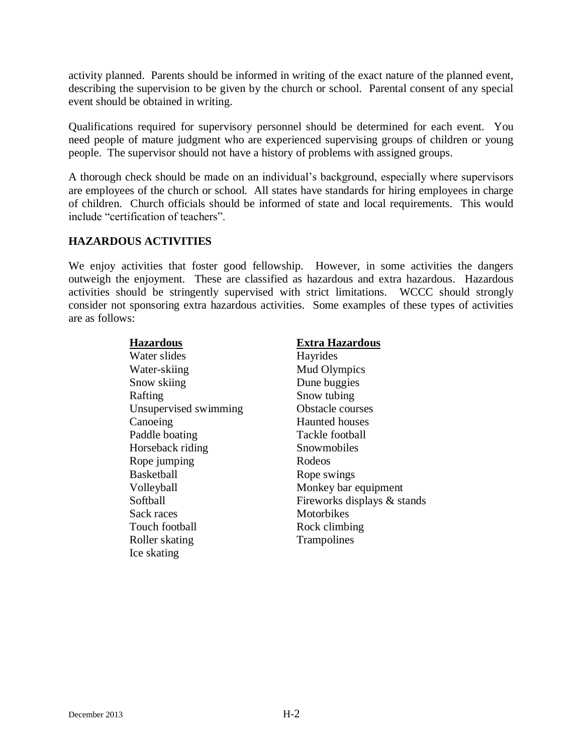activity planned. Parents should be informed in writing of the exact nature of the planned event, describing the supervision to be given by the church or school. Parental consent of any special event should be obtained in writing.

Qualifications required for supervisory personnel should be determined for each event. You need people of mature judgment who are experienced supervising groups of children or young people. The supervisor should not have a history of problems with assigned groups.

A thorough check should be made on an individual's background, especially where supervisors are employees of the church or school. All states have standards for hiring employees in charge of children. Church officials should be informed of state and local requirements. This would include "certification of teachers".

## HAZARDOUS ACTIVITIES

We enjoy activities that foster good fellowship. However, in some activities the dangers outweigh the enjoyment. These are classified as hazardous and extra hazardous. Hazardous activities should be stringently supervised with strict limitations. WCCC should strongly consider not sponsoring extra hazardous activities. Some examples of these types of activities are as follows:

| Hazardous | Extra Hazardous |
|---|---|
| Water slides | Hayrides |
| Water-skiing | Mud Olympics |
| Snow skiing | Dune buggies |
| Rafting | Snow tubing |
| Unsupervised swimming | Obstacle courses |
| Canoeing | Haunted houses |
| Paddle boating | Tackle football |
| Horseback riding | Snowmobiles |
| Rope jumping | Rodeos |
| Basketball | Rope swings |
| Volleyball | Monkey bar equipment |
| Softball | Fireworks displays & stands |
| Sack races | Motorbikes |
| Touch football | Rock climbing |
| Roller skating | Trampolines |
| Ice skating | |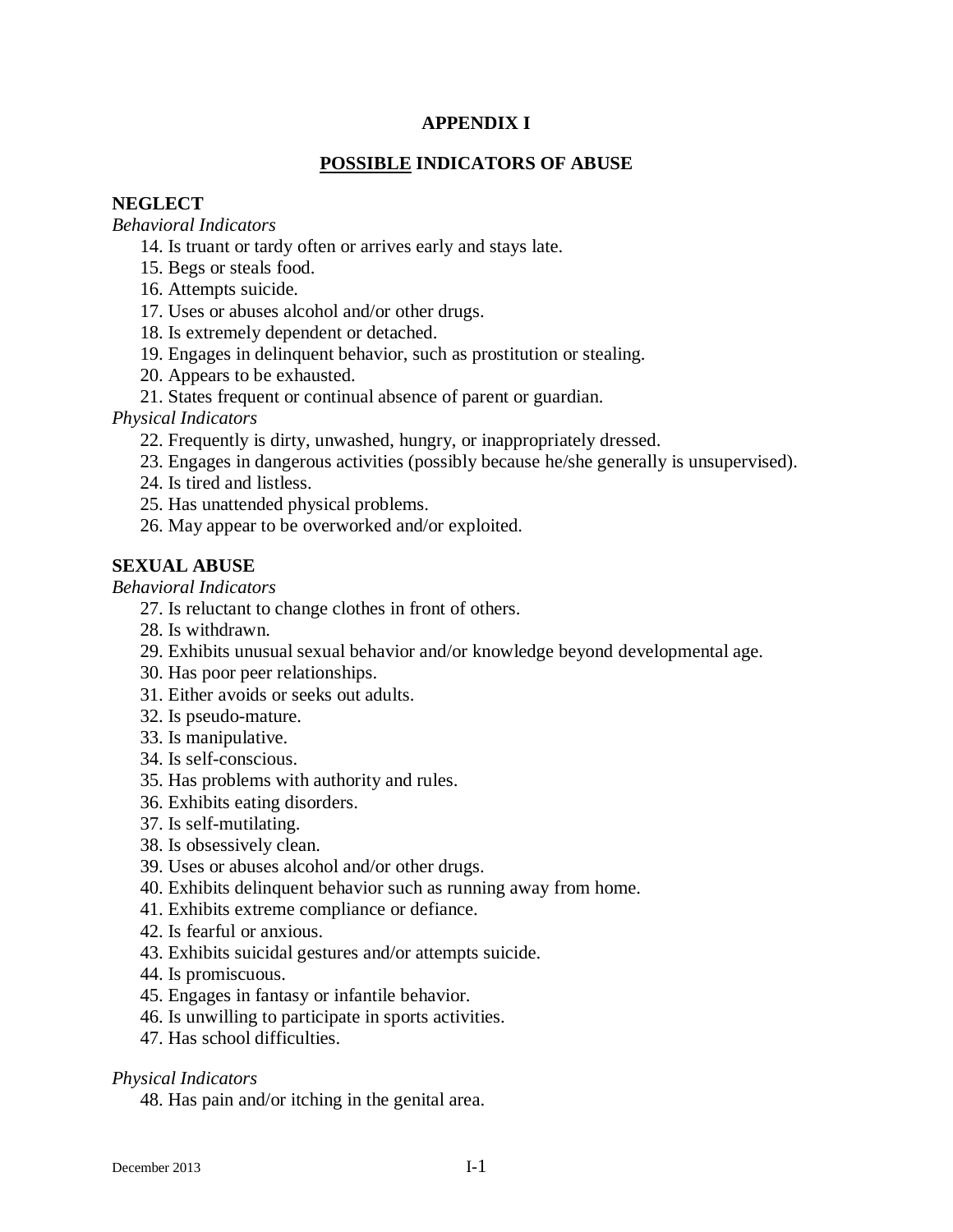# APPENDIX I

## <u>POSSIBLE</u> INDICATORS OF ABUSE

### NEGLECT

*Behavioral Indicators*

14. Is truant or tardy often or arrives early and stays late.
15. Begs or steals food.
16. Attempts suicide.
17. Uses or abuses alcohol and/or other drugs.
18. Is extremely dependent or detached.
19. Engages in delinquent behavior, such as prostitution or stealing.
20. Appears to be exhausted.
21. States frequent or continual absence of parent or guardian.

*Physical Indicators*

22. Frequently is dirty, unwashed, hungry, or inappropriately dressed.
23. Engages in dangerous activities (possibly because he/she generally is unsupervised).
24. Is tired and listless.
25. Has unattended physical problems.
26. May appear to be overworked and/or exploited.

### SEXUAL ABUSE

*Behavioral Indicators*

27. Is reluctant to change clothes in front of others.
28. Is withdrawn.
29. Exhibits unusual sexual behavior and/or knowledge beyond developmental age.
30. Has poor peer relationships.
31. Either avoids or seeks out adults.
32. Is pseudo-mature.
33. Is manipulative.
34. Is self-conscious.
35. Has problems with authority and rules.
36. Exhibits eating disorders.
37. Is self-mutilating.
38. Is obsessively clean.
39. Uses or abuses alcohol and/or other drugs.
40. Exhibits delinquent behavior such as running away from home.
41. Exhibits extreme compliance or defiance.
42. Is fearful or anxious.
43. Exhibits suicidal gestures and/or attempts suicide.
44. Is promiscuous.
45. Engages in fantasy or infantile behavior.
46. Is unwilling to participate in sports activities.
47. Has school difficulties.

*Physical Indicators*

48. Has pain and/or itching in the genital area.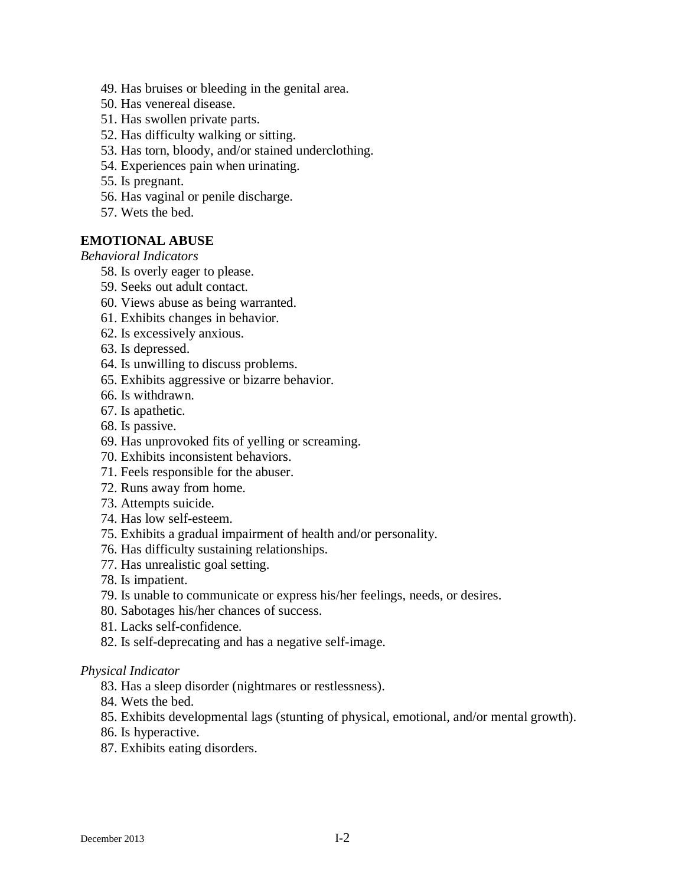49. Has bruises or bleeding in the genital area.
50. Has venereal disease.
51. Has swollen private parts.
52. Has difficulty walking or sitting.
53. Has torn, bloody, and/or stained underclothing.
54. Experiences pain when urinating.
55. Is pregnant.
56. Has vaginal or penile discharge.
57. Wets the bed.

**EMOTIONAL ABUSE**

*Behavioral Indicators*

58. Is overly eager to please.
59. Seeks out adult contact.
60. Views abuse as being warranted.
61. Exhibits changes in behavior.
62. Is excessively anxious.
63. Is depressed.
64. Is unwilling to discuss problems.
65. Exhibits aggressive or bizarre behavior.
66. Is withdrawn.
67. Is apathetic.
68. Is passive.
69. Has unprovoked fits of yelling or screaming.
70. Exhibits inconsistent behaviors.
71. Feels responsible for the abuser.
72. Runs away from home.
73. Attempts suicide.
74. Has low self-esteem.
75. Exhibits a gradual impairment of health and/or personality.
76. Has difficulty sustaining relationships.
77. Has unrealistic goal setting.
78. Is impatient.
79. Is unable to communicate or express his/her feelings, needs, or desires.
80. Sabotages his/her chances of success.
81. Lacks self-confidence.
82. Is self-deprecating and has a negative self-image.

*Physical Indicator*

83. Has a sleep disorder (nightmares or restlessness).
84. Wets the bed.
85. Exhibits developmental lags (stunting of physical, emotional, and/or mental growth).
86. Is hyperactive.
87. Exhibits eating disorders.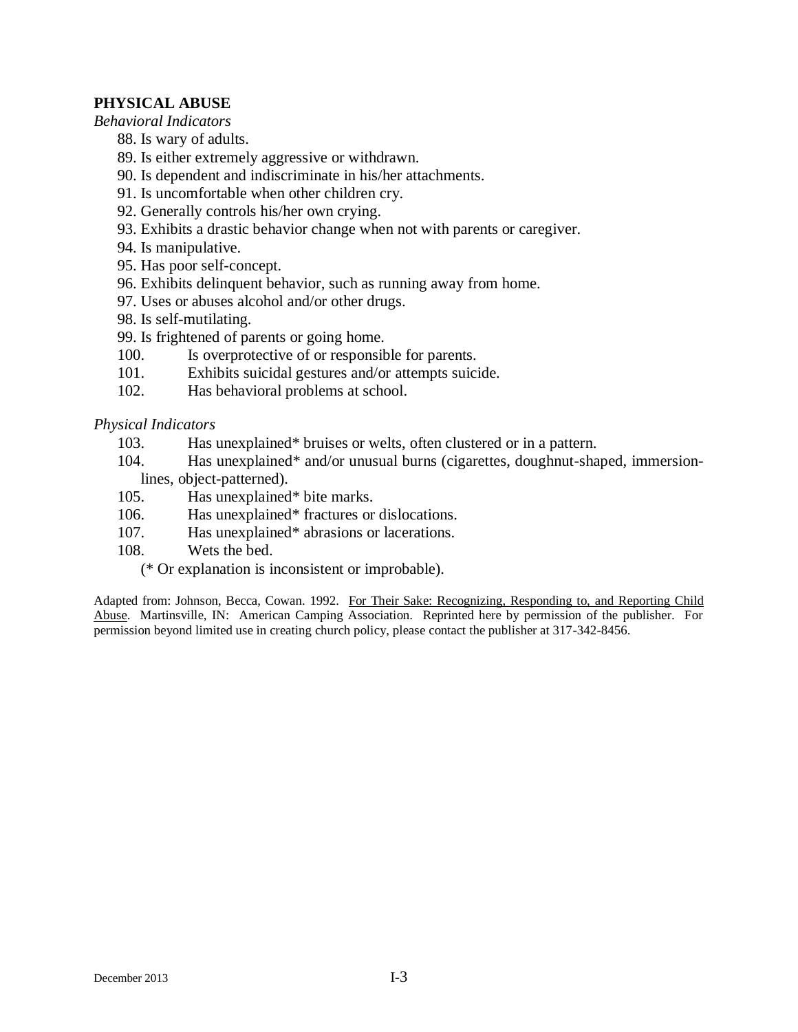**PHYSICAL ABUSE**

*Behavioral Indicators*

88. Is wary of adults.
89. Is either extremely aggressive or withdrawn.
90. Is dependent and indiscriminate in his/her attachments.
91. Is uncomfortable when other children cry.
92. Generally controls his/her own crying.
93. Exhibits a drastic behavior change when not with parents or caregiver.
94. Is manipulative.
95. Has poor self-concept.
96. Exhibits delinquent behavior, such as running away from home.
97. Uses or abuses alcohol and/or other drugs.
98. Is self-mutilating.
99. Is frightened of parents or going home.
100. Is overprotective of or responsible for parents.
101. Exhibits suicidal gestures and/or attempts suicide.
102. Has behavioral problems at school.

*Physical Indicators*

103. Has unexplained* bruises or welts, often clustered or in a pattern.
104. Has unexplained* and/or unusual burns (cigarettes, doughnut-shaped, immersion-lines, object-patterned).
105. Has unexplained* bite marks.
106. Has unexplained* fractures or dislocations.
107. Has unexplained* abrasions or lacerations.
108. Wets the bed.

(* Or explanation is inconsistent or improbable).

Adapted from: Johnson, Becca, Cowan. 1992. For Their Sake: Recognizing, Responding to, and Reporting Child Abuse. Martinsville, IN: American Camping Association. Reprinted here by permission of the publisher. For permission beyond limited use in creating church policy, please contact the publisher at 317-342-8456.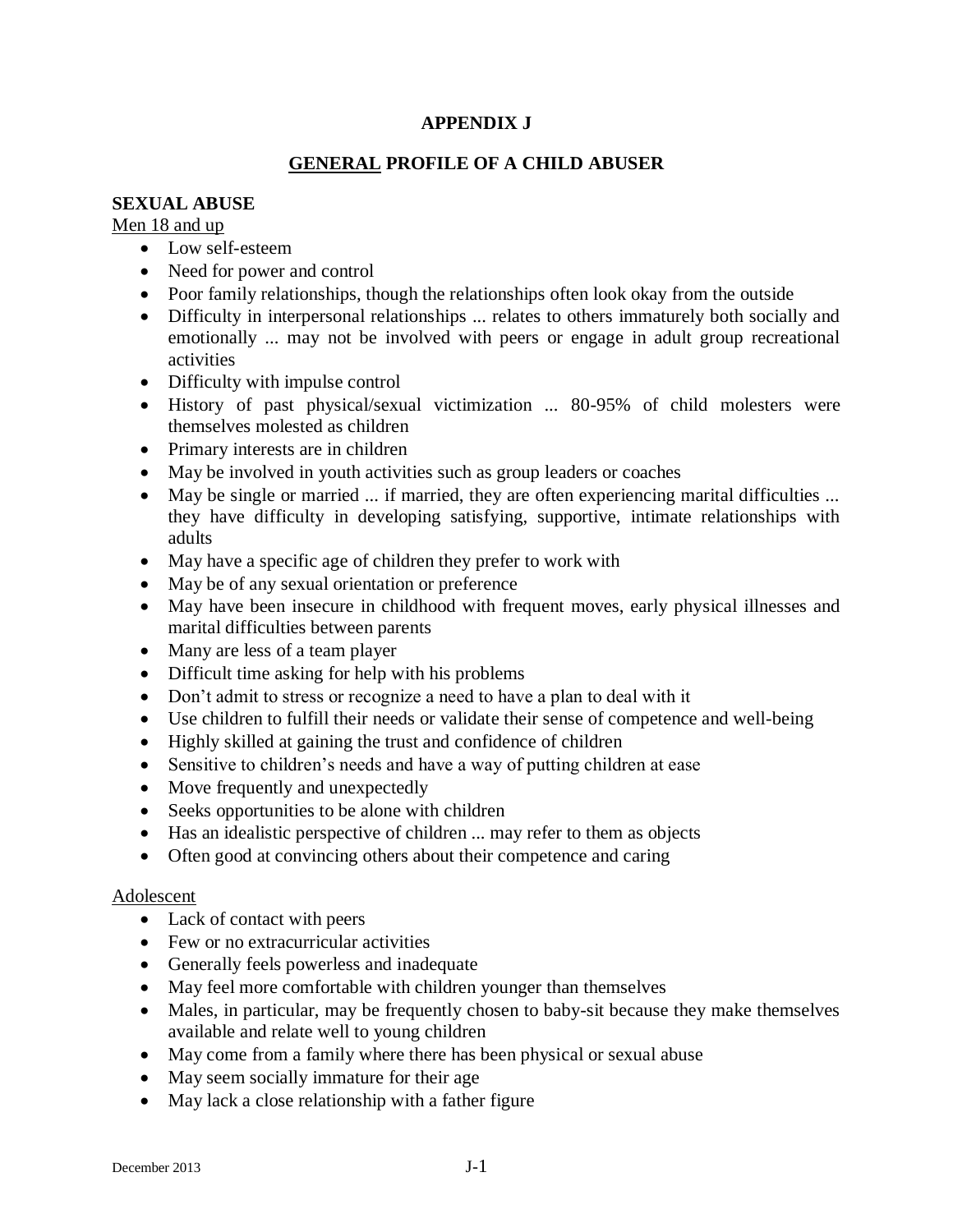# APPENDIX J

## GENERAL PROFILE OF A CHILD ABUSER

### SEXUAL ABUSE

Men 18 and up

- Low self-esteem
- Need for power and control
- Poor family relationships, though the relationships often look okay from the outside
- Difficulty in interpersonal relationships ... relates to others immaturely both socially and emotionally ... may not be involved with peers or engage in adult group recreational activities
- Difficulty with impulse control
- History of past physical/sexual victimization ... 80-95% of child molesters were themselves molested as children
- Primary interests are in children
- May be involved in youth activities such as group leaders or coaches
- May be single or married ... if married, they are often experiencing marital difficulties ... they have difficulty in developing satisfying, supportive, intimate relationships with adults
- May have a specific age of children they prefer to work with
- May be of any sexual orientation or preference
- May have been insecure in childhood with frequent moves, early physical illnesses and marital difficulties between parents
- Many are less of a team player
- Difficult time asking for help with his problems
- Don't admit to stress or recognize a need to have a plan to deal with it
- Use children to fulfill their needs or validate their sense of competence and well-being
- Highly skilled at gaining the trust and confidence of children
- Sensitive to children's needs and have a way of putting children at ease
- Move frequently and unexpectedly
- Seeks opportunities to be alone with children
- Has an idealistic perspective of children ... may refer to them as objects
- Often good at convincing others about their competence and caring

Adolescent

- Lack of contact with peers
- Few or no extracurricular activities
- Generally feels powerless and inadequate
- May feel more comfortable with children younger than themselves
- Males, in particular, may be frequently chosen to baby-sit because they make themselves available and relate well to young children
- May come from a family where there has been physical or sexual abuse
- May seem socially immature for their age
- May lack a close relationship with a father figure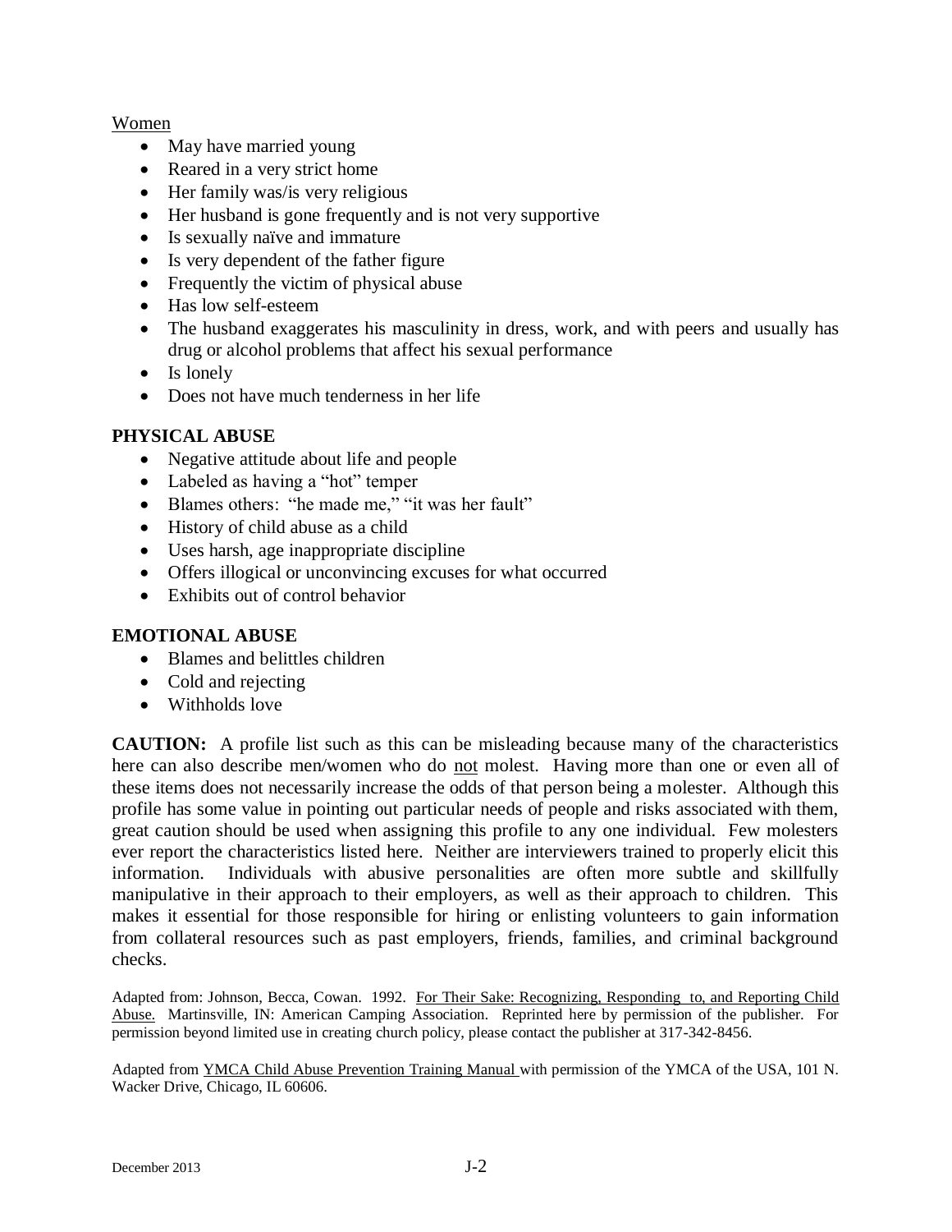Women

- May have married young
- Reared in a very strict home
- Her family was/is very religious
- Her husband is gone frequently and is not very supportive
- Is sexually naïve and immature
- Is very dependent of the father figure
- Frequently the victim of physical abuse
- Has low self-esteem
- The husband exaggerates his masculinity in dress, work, and with peers and usually has drug or alcohol problems that affect his sexual performance
- Is lonely
- Does not have much tenderness in her life

**PHYSICAL ABUSE**

- Negative attitude about life and people
- Labeled as having a "hot" temper
- Blames others: "he made me," "it was her fault"
- History of child abuse as a child
- Uses harsh, age inappropriate discipline
- Offers illogical or unconvincing excuses for what occurred
- Exhibits out of control behavior

**EMOTIONAL ABUSE**

- Blames and belittles children
- Cold and rejecting
- Withholds love

**CAUTION:** A profile list such as this can be misleading because many of the characteristics here can also describe men/women who do not molest. Having more than one or even all of these items does not necessarily increase the odds of that person being a molester. Although this profile has some value in pointing out particular needs of people and risks associated with them, great caution should be used when assigning this profile to any one individual. Few molesters ever report the characteristics listed here. Neither are interviewers trained to properly elicit this information. Individuals with abusive personalities are often more subtle and skillfully manipulative in their approach to their employers, as well as their approach to children. This makes it essential for those responsible for hiring or enlisting volunteers to gain information from collateral resources such as past employers, friends, families, and criminal background checks.

Adapted from: Johnson, Becca, Cowan. 1992. For Their Sake: Recognizing, Responding to, and Reporting Child Abuse. Martinsville, IN: American Camping Association. Reprinted here by permission of the publisher. For permission beyond limited use in creating church policy, please contact the publisher at 317-342-8456.

Adapted from YMCA Child Abuse Prevention Training Manual with permission of the YMCA of the USA, 101 N. Wacker Drive, Chicago, IL 60606.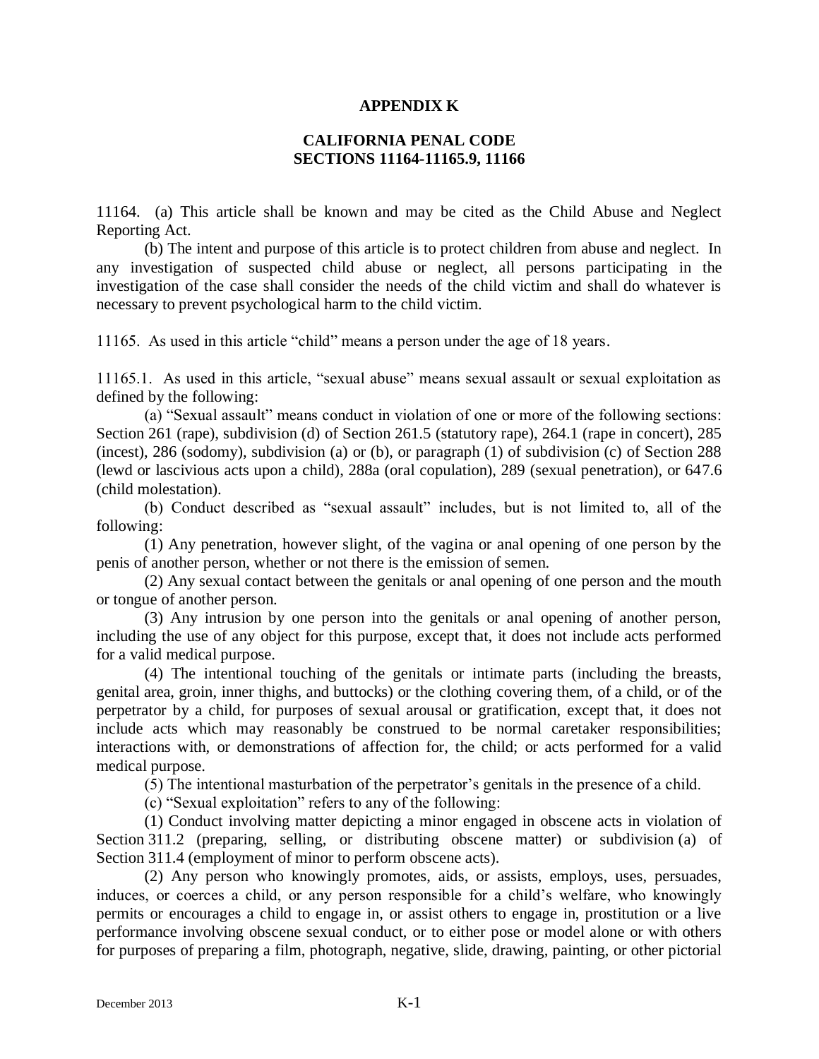# APPENDIX K

## CALIFORNIA PENAL CODE SECTIONS 11164-11165.9, 11166

11164. (a) This article shall be known and may be cited as the Child Abuse and Neglect Reporting Act.

(b) The intent and purpose of this article is to protect children from abuse and neglect. In any investigation of suspected child abuse or neglect, all persons participating in the investigation of the case shall consider the needs of the child victim and shall do whatever is necessary to prevent psychological harm to the child victim.

11165. As used in this article "child" means a person under the age of 18 years.

11165.1. As used in this article, "sexual abuse" means sexual assault or sexual exploitation as defined by the following:

(a) "Sexual assault" means conduct in violation of one or more of the following sections: Section 261 (rape), subdivision (d) of Section 261.5 (statutory rape), 264.1 (rape in concert), 285 (incest), 286 (sodomy), subdivision (a) or (b), or paragraph (1) of subdivision (c) of Section 288 (lewd or lascivious acts upon a child), 288a (oral copulation), 289 (sexual penetration), or 647.6 (child molestation).

(b) Conduct described as "sexual assault" includes, but is not limited to, all of the following:

(1) Any penetration, however slight, of the vagina or anal opening of one person by the penis of another person, whether or not there is the emission of semen.

(2) Any sexual contact between the genitals or anal opening of one person and the mouth or tongue of another person.

(3) Any intrusion by one person into the genitals or anal opening of another person, including the use of any object for this purpose, except that, it does not include acts performed for a valid medical purpose.

(4) The intentional touching of the genitals or intimate parts (including the breasts, genital area, groin, inner thighs, and buttocks) or the clothing covering them, of a child, or of the perpetrator by a child, for purposes of sexual arousal or gratification, except that, it does not include acts which may reasonably be construed to be normal caretaker responsibilities; interactions with, or demonstrations of affection for, the child; or acts performed for a valid medical purpose.

(5) The intentional masturbation of the perpetrator's genitals in the presence of a child.

(c) "Sexual exploitation" refers to any of the following:

(1) Conduct involving matter depicting a minor engaged in obscene acts in violation of Section 311.2 (preparing, selling, or distributing obscene matter) or subdivision (a) of Section 311.4 (employment of minor to perform obscene acts).

(2) Any person who knowingly promotes, aids, or assists, employs, uses, persuades, induces, or coerces a child, or any person responsible for a child's welfare, who knowingly permits or encourages a child to engage in, or assist others to engage in, prostitution or a live performance involving obscene sexual conduct, or to either pose or model alone or with others for purposes of preparing a film, photograph, negative, slide, drawing, painting, or other pictorial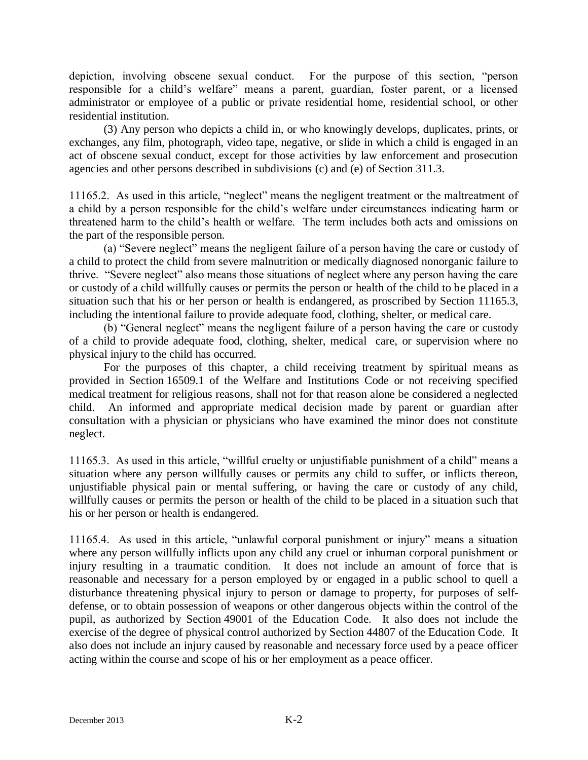depiction, involving obscene sexual conduct. For the purpose of this section, "person responsible for a child's welfare" means a parent, guardian, foster parent, or a licensed administrator or employee of a public or private residential home, residential school, or other residential institution.

(3) Any person who depicts a child in, or who knowingly develops, duplicates, prints, or exchanges, any film, photograph, video tape, negative, or slide in which a child is engaged in an act of obscene sexual conduct, except for those activities by law enforcement and prosecution agencies and other persons described in subdivisions (c) and (e) of Section 311.3.

11165.2. As used in this article, "neglect" means the negligent treatment or the maltreatment of a child by a person responsible for the child's welfare under circumstances indicating harm or threatened harm to the child's health or welfare. The term includes both acts and omissions on the part of the responsible person.

(a) "Severe neglect" means the negligent failure of a person having the care or custody of a child to protect the child from severe malnutrition or medically diagnosed nonorganic failure to thrive. "Severe neglect" also means those situations of neglect where any person having the care or custody of a child willfully causes or permits the person or health of the child to be placed in a situation such that his or her person or health is endangered, as proscribed by Section 11165.3, including the intentional failure to provide adequate food, clothing, shelter, or medical care.

(b) "General neglect" means the negligent failure of a person having the care or custody of a child to provide adequate food, clothing, shelter, medical care, or supervision where no physical injury to the child has occurred.

For the purposes of this chapter, a child receiving treatment by spiritual means as provided in Section 16509.1 of the Welfare and Institutions Code or not receiving specified medical treatment for religious reasons, shall not for that reason alone be considered a neglected child. An informed and appropriate medical decision made by parent or guardian after consultation with a physician or physicians who have examined the minor does not constitute neglect.

11165.3. As used in this article, "willful cruelty or unjustifiable punishment of a child" means a situation where any person willfully causes or permits any child to suffer, or inflicts thereon, unjustifiable physical pain or mental suffering, or having the care or custody of any child, willfully causes or permits the person or health of the child to be placed in a situation such that his or her person or health is endangered.

11165.4. As used in this article, "unlawful corporal punishment or injury" means a situation where any person willfully inflicts upon any child any cruel or inhuman corporal punishment or injury resulting in a traumatic condition. It does not include an amount of force that is reasonable and necessary for a person employed by or engaged in a public school to quell a disturbance threatening physical injury to person or damage to property, for purposes of self-defense, or to obtain possession of weapons or other dangerous objects within the control of the pupil, as authorized by Section 49001 of the Education Code. It also does not include the exercise of the degree of physical control authorized by Section 44807 of the Education Code. It also does not include an injury caused by reasonable and necessary force used by a peace officer acting within the course and scope of his or her employment as a peace officer.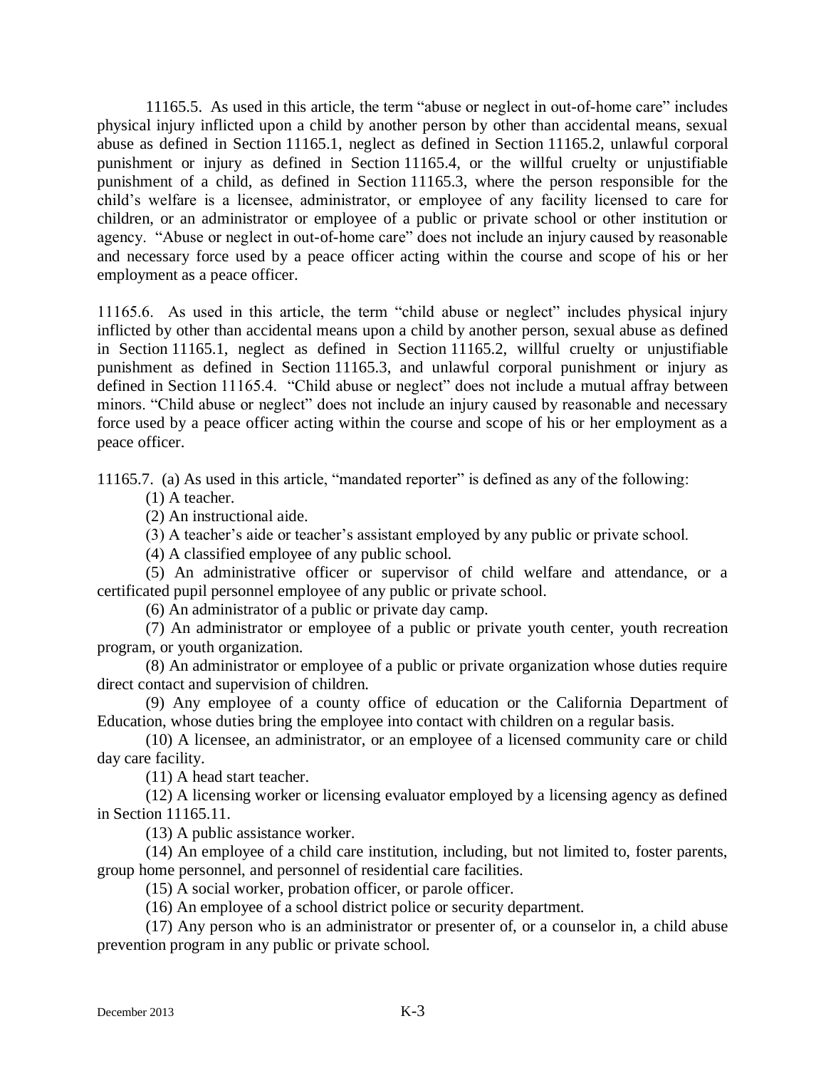11165.5. As used in this article, the term “abuse or neglect in out-of-home care” includes physical injury inflicted upon a child by another person by other than accidental means, sexual abuse as defined in Section 11165.1, neglect as defined in Section 11165.2, unlawful corporal punishment or injury as defined in Section 11165.4, or the willful cruelty or unjustifiable punishment of a child, as defined in Section 11165.3, where the person responsible for the child’s welfare is a licensee, administrator, or employee of any facility licensed to care for children, or an administrator or employee of a public or private school or other institution or agency. “Abuse or neglect in out-of-home care” does not include an injury caused by reasonable and necessary force used by a peace officer acting within the course and scope of his or her employment as a peace officer.

11165.6. As used in this article, the term “child abuse or neglect” includes physical injury inflicted by other than accidental means upon a child by another person, sexual abuse as defined in Section 11165.1, neglect as defined in Section 11165.2, willful cruelty or unjustifiable punishment as defined in Section 11165.3, and unlawful corporal punishment or injury as defined in Section 11165.4. “Child abuse or neglect” does not include a mutual affray between minors. “Child abuse or neglect” does not include an injury caused by reasonable and necessary force used by a peace officer acting within the course and scope of his or her employment as a peace officer.

11165.7. (a) As used in this article, “mandated reporter” is defined as any of the following:

(1) A teacher.

(2) An instructional aide.

(3) A teacher’s aide or teacher’s assistant employed by any public or private school.

(4) A classified employee of any public school.

(5) An administrative officer or supervisor of child welfare and attendance, or a certificated pupil personnel employee of any public or private school.

(6) An administrator of a public or private day camp.

(7) An administrator or employee of a public or private youth center, youth recreation program, or youth organization.

(8) An administrator or employee of a public or private organization whose duties require direct contact and supervision of children.

(9) Any employee of a county office of education or the California Department of Education, whose duties bring the employee into contact with children on a regular basis.

(10) A licensee, an administrator, or an employee of a licensed community care or child day care facility.

(11) A head start teacher.

(12) A licensing worker or licensing evaluator employed by a licensing agency as defined in Section 11165.11.

(13) A public assistance worker.

(14) An employee of a child care institution, including, but not limited to, foster parents, group home personnel, and personnel of residential care facilities.

(15) A social worker, probation officer, or parole officer.

(16) An employee of a school district police or security department.

(17) Any person who is an administrator or presenter of, or a counselor in, a child abuse prevention program in any public or private school.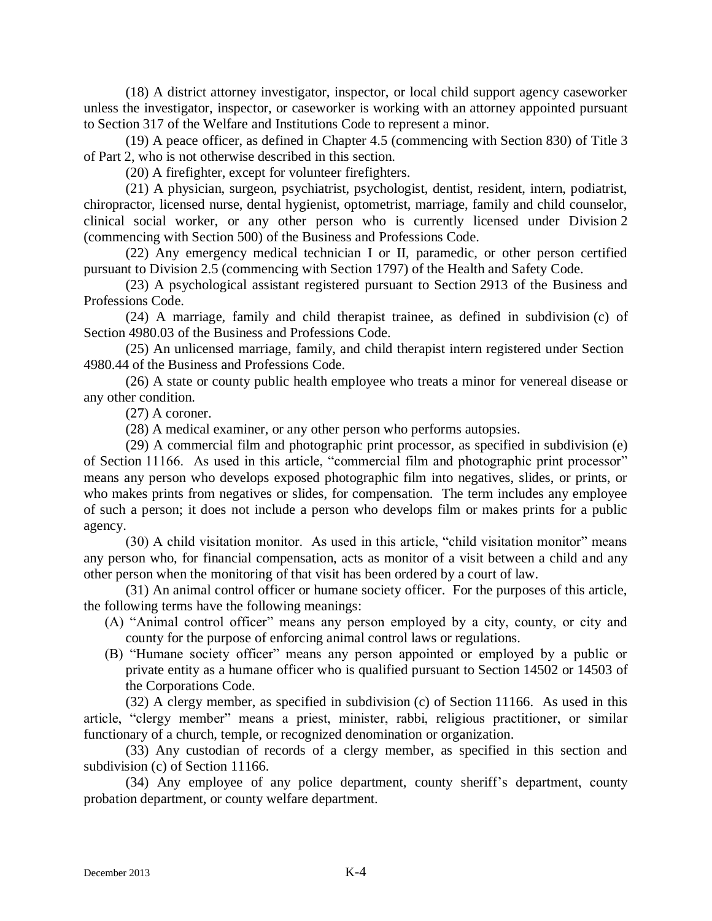(18) A district attorney investigator, inspector, or local child support agency caseworker unless the investigator, inspector, or caseworker is working with an attorney appointed pursuant to Section 317 of the Welfare and Institutions Code to represent a minor.

(19) A peace officer, as defined in Chapter 4.5 (commencing with Section 830) of Title 3 of Part 2, who is not otherwise described in this section.

(20) A firefighter, except for volunteer firefighters.

(21) A physician, surgeon, psychiatrist, psychologist, dentist, resident, intern, podiatrist, chiropractor, licensed nurse, dental hygienist, optometrist, marriage, family and child counselor, clinical social worker, or any other person who is currently licensed under Division 2 (commencing with Section 500) of the Business and Professions Code.

(22) Any emergency medical technician I or II, paramedic, or other person certified pursuant to Division 2.5 (commencing with Section 1797) of the Health and Safety Code.

(23) A psychological assistant registered pursuant to Section 2913 of the Business and Professions Code.

(24) A marriage, family and child therapist trainee, as defined in subdivision (c) of Section 4980.03 of the Business and Professions Code.

(25) An unlicensed marriage, family, and child therapist intern registered under Section 4980.44 of the Business and Professions Code.

(26) A state or county public health employee who treats a minor for venereal disease or any other condition.

(27) A coroner.

(28) A medical examiner, or any other person who performs autopsies.

(29) A commercial film and photographic print processor, as specified in subdivision (e) of Section 11166. As used in this article, "commercial film and photographic print processor" means any person who develops exposed photographic film into negatives, slides, or prints, or who makes prints from negatives or slides, for compensation. The term includes any employee of such a person; it does not include a person who develops film or makes prints for a public agency.

(30) A child visitation monitor. As used in this article, "child visitation monitor" means any person who, for financial compensation, acts as monitor of a visit between a child and any other person when the monitoring of that visit has been ordered by a court of law.

(31) An animal control officer or humane society officer. For the purposes of this article, the following terms have the following meanings:

(A) "Animal control officer" means any person employed by a city, county, or city and county for the purpose of enforcing animal control laws or regulations.

(B) "Humane society officer" means any person appointed or employed by a public or private entity as a humane officer who is qualified pursuant to Section 14502 or 14503 of the Corporations Code.

(32) A clergy member, as specified in subdivision (c) of Section 11166. As used in this article, "clergy member" means a priest, minister, rabbi, religious practitioner, or similar functionary of a church, temple, or recognized denomination or organization.

(33) Any custodian of records of a clergy member, as specified in this section and subdivision (c) of Section 11166.

(34) Any employee of any police department, county sheriff's department, county probation department, or county welfare department.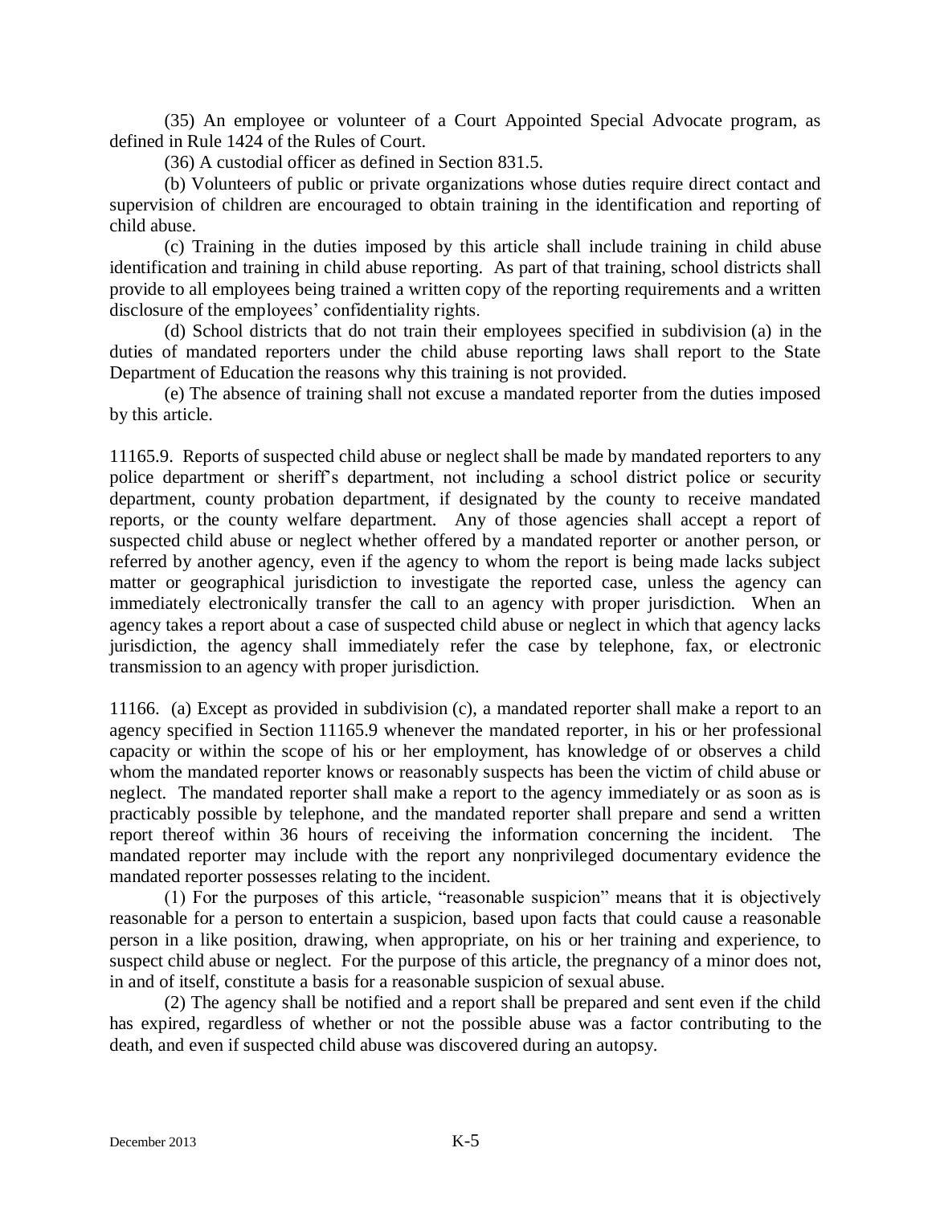(35) An employee or volunteer of a Court Appointed Special Advocate program, as defined in Rule 1424 of the Rules of Court.

(36) A custodial officer as defined in Section 831.5.

(b) Volunteers of public or private organizations whose duties require direct contact and supervision of children are encouraged to obtain training in the identification and reporting of child abuse.

(c) Training in the duties imposed by this article shall include training in child abuse identification and training in child abuse reporting. As part of that training, school districts shall provide to all employees being trained a written copy of the reporting requirements and a written disclosure of the employees' confidentiality rights.

(d) School districts that do not train their employees specified in subdivision (a) in the duties of mandated reporters under the child abuse reporting laws shall report to the State Department of Education the reasons why this training is not provided.

(e) The absence of training shall not excuse a mandated reporter from the duties imposed by this article.

11165.9. Reports of suspected child abuse or neglect shall be made by mandated reporters to any police department or sheriff's department, not including a school district police or security department, county probation department, if designated by the county to receive mandated reports, or the county welfare department. Any of those agencies shall accept a report of suspected child abuse or neglect whether offered by a mandated reporter or another person, or referred by another agency, even if the agency to whom the report is being made lacks subject matter or geographical jurisdiction to investigate the reported case, unless the agency can immediately electronically transfer the call to an agency with proper jurisdiction. When an agency takes a report about a case of suspected child abuse or neglect in which that agency lacks jurisdiction, the agency shall immediately refer the case by telephone, fax, or electronic transmission to an agency with proper jurisdiction.

11166. (a) Except as provided in subdivision (c), a mandated reporter shall make a report to an agency specified in Section 11165.9 whenever the mandated reporter, in his or her professional capacity or within the scope of his or her employment, has knowledge of or observes a child whom the mandated reporter knows or reasonably suspects has been the victim of child abuse or neglect. The mandated reporter shall make a report to the agency immediately or as soon as is practicably possible by telephone, and the mandated reporter shall prepare and send a written report thereof within 36 hours of receiving the information concerning the incident. The mandated reporter may include with the report any nonprivileged documentary evidence the mandated reporter possesses relating to the incident.

(1) For the purposes of this article, "reasonable suspicion" means that it is objectively reasonable for a person to entertain a suspicion, based upon facts that could cause a reasonable person in a like position, drawing, when appropriate, on his or her training and experience, to suspect child abuse or neglect. For the purpose of this article, the pregnancy of a minor does not, in and of itself, constitute a basis for a reasonable suspicion of sexual abuse.

(2) The agency shall be notified and a report shall be prepared and sent even if the child has expired, regardless of whether or not the possible abuse was a factor contributing to the death, and even if suspected child abuse was discovered during an autopsy.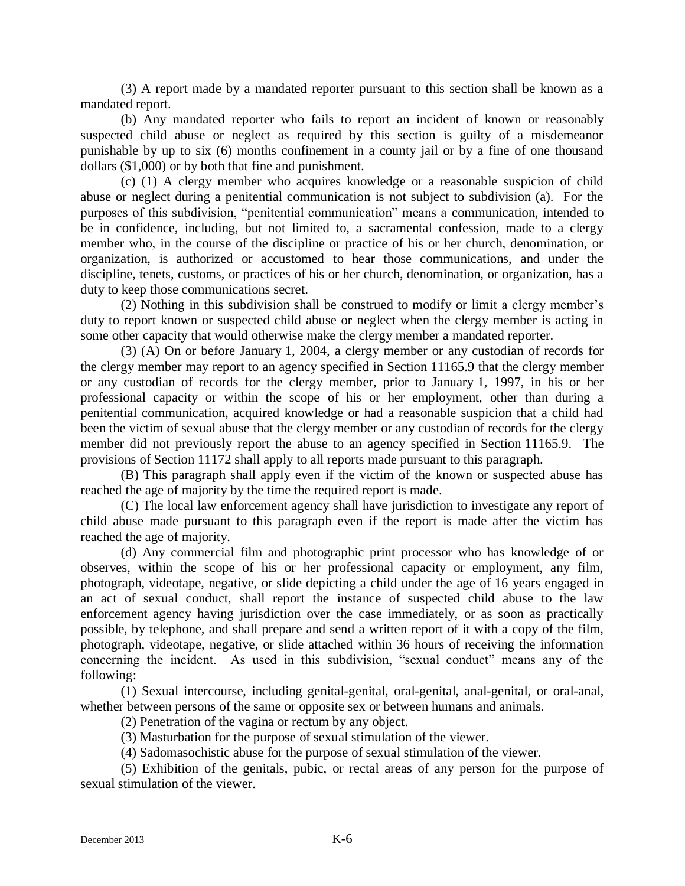(3) A report made by a mandated reporter pursuant to this section shall be known as a mandated report.

(b) Any mandated reporter who fails to report an incident of known or reasonably suspected child abuse or neglect as required by this section is guilty of a misdemeanor punishable by up to six (6) months confinement in a county jail or by a fine of one thousand dollars ($1,000) or by both that fine and punishment.

(c) (1) A clergy member who acquires knowledge or a reasonable suspicion of child abuse or neglect during a penitential communication is not subject to subdivision (a). For the purposes of this subdivision, "penitential communication" means a communication, intended to be in confidence, including, but not limited to, a sacramental confession, made to a clergy member who, in the course of the discipline or practice of his or her church, denomination, or organization, is authorized or accustomed to hear those communications, and under the discipline, tenets, customs, or practices of his or her church, denomination, or organization, has a duty to keep those communications secret.

(2) Nothing in this subdivision shall be construed to modify or limit a clergy member's duty to report known or suspected child abuse or neglect when the clergy member is acting in some other capacity that would otherwise make the clergy member a mandated reporter.

(3) (A) On or before January 1, 2004, a clergy member or any custodian of records for the clergy member may report to an agency specified in Section 11165.9 that the clergy member or any custodian of records for the clergy member, prior to January 1, 1997, in his or her professional capacity or within the scope of his or her employment, other than during a penitential communication, acquired knowledge or had a reasonable suspicion that a child had been the victim of sexual abuse that the clergy member or any custodian of records for the clergy member did not previously report the abuse to an agency specified in Section 11165.9. The provisions of Section 11172 shall apply to all reports made pursuant to this paragraph.

(B) This paragraph shall apply even if the victim of the known or suspected abuse has reached the age of majority by the time the required report is made.

(C) The local law enforcement agency shall have jurisdiction to investigate any report of child abuse made pursuant to this paragraph even if the report is made after the victim has reached the age of majority.

(d) Any commercial film and photographic print processor who has knowledge of or observes, within the scope of his or her professional capacity or employment, any film, photograph, videotape, negative, or slide depicting a child under the age of 16 years engaged in an act of sexual conduct, shall report the instance of suspected child abuse to the law enforcement agency having jurisdiction over the case immediately, or as soon as practically possible, by telephone, and shall prepare and send a written report of it with a copy of the film, photograph, videotape, negative, or slide attached within 36 hours of receiving the information concerning the incident. As used in this subdivision, "sexual conduct" means any of the following:

(1) Sexual intercourse, including genital-genital, oral-genital, anal-genital, or oral-anal, whether between persons of the same or opposite sex or between humans and animals.

(2) Penetration of the vagina or rectum by any object.

(3) Masturbation for the purpose of sexual stimulation of the viewer.

(4) Sadomasochistic abuse for the purpose of sexual stimulation of the viewer.

(5) Exhibition of the genitals, pubic, or rectal areas of any person for the purpose of sexual stimulation of the viewer.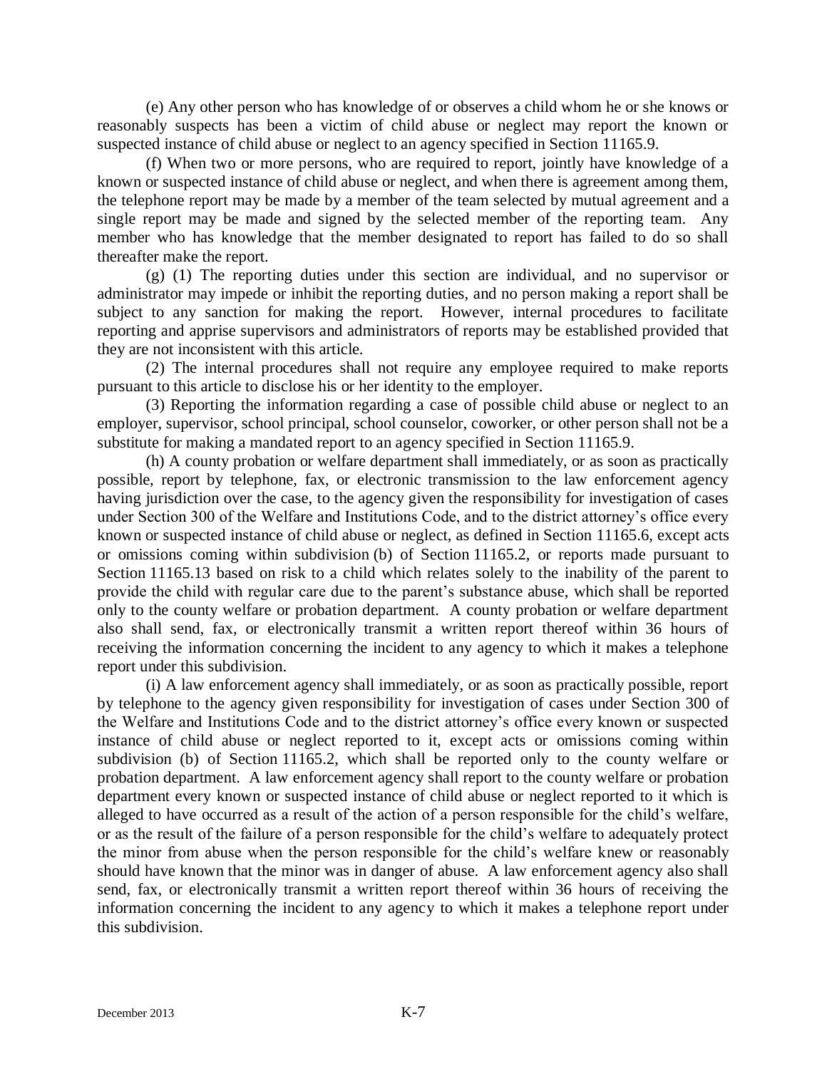(e) Any other person who has knowledge of or observes a child whom he or she knows or reasonably suspects has been a victim of child abuse or neglect may report the known or suspected instance of child abuse or neglect to an agency specified in Section 11165.9.

(f) When two or more persons, who are required to report, jointly have knowledge of a known or suspected instance of child abuse or neglect, and when there is agreement among them, the telephone report may be made by a member of the team selected by mutual agreement and a single report may be made and signed by the selected member of the reporting team. Any member who has knowledge that the member designated to report has failed to do so shall thereafter make the report.

(g) (1) The reporting duties under this section are individual, and no supervisor or administrator may impede or inhibit the reporting duties, and no person making a report shall be subject to any sanction for making the report. However, internal procedures to facilitate reporting and apprise supervisors and administrators of reports may be established provided that they are not inconsistent with this article.

(2) The internal procedures shall not require any employee required to make reports pursuant to this article to disclose his or her identity to the employer.

(3) Reporting the information regarding a case of possible child abuse or neglect to an employer, supervisor, school principal, school counselor, coworker, or other person shall not be a substitute for making a mandated report to an agency specified in Section 11165.9.

(h) A county probation or welfare department shall immediately, or as soon as practically possible, report by telephone, fax, or electronic transmission to the law enforcement agency having jurisdiction over the case, to the agency given the responsibility for investigation of cases under Section 300 of the Welfare and Institutions Code, and to the district attorney's office every known or suspected instance of child abuse or neglect, as defined in Section 11165.6, except acts or omissions coming within subdivision (b) of Section 11165.2, or reports made pursuant to Section 11165.13 based on risk to a child which relates solely to the inability of the parent to provide the child with regular care due to the parent's substance abuse, which shall be reported only to the county welfare or probation department. A county probation or welfare department also shall send, fax, or electronically transmit a written report thereof within 36 hours of receiving the information concerning the incident to any agency to which it makes a telephone report under this subdivision.

(i) A law enforcement agency shall immediately, or as soon as practically possible, report by telephone to the agency given responsibility for investigation of cases under Section 300 of the Welfare and Institutions Code and to the district attorney's office every known or suspected instance of child abuse or neglect reported to it, except acts or omissions coming within subdivision (b) of Section 11165.2, which shall be reported only to the county welfare or probation department. A law enforcement agency shall report to the county welfare or probation department every known or suspected instance of child abuse or neglect reported to it which is alleged to have occurred as a result of the action of a person responsible for the child's welfare, or as the result of the failure of a person responsible for the child's welfare to adequately protect the minor from abuse when the person responsible for the child's welfare knew or reasonably should have known that the minor was in danger of abuse. A law enforcement agency also shall send, fax, or electronically transmit a written report thereof within 36 hours of receiving the information concerning the incident to any agency to which it makes a telephone report under this subdivision.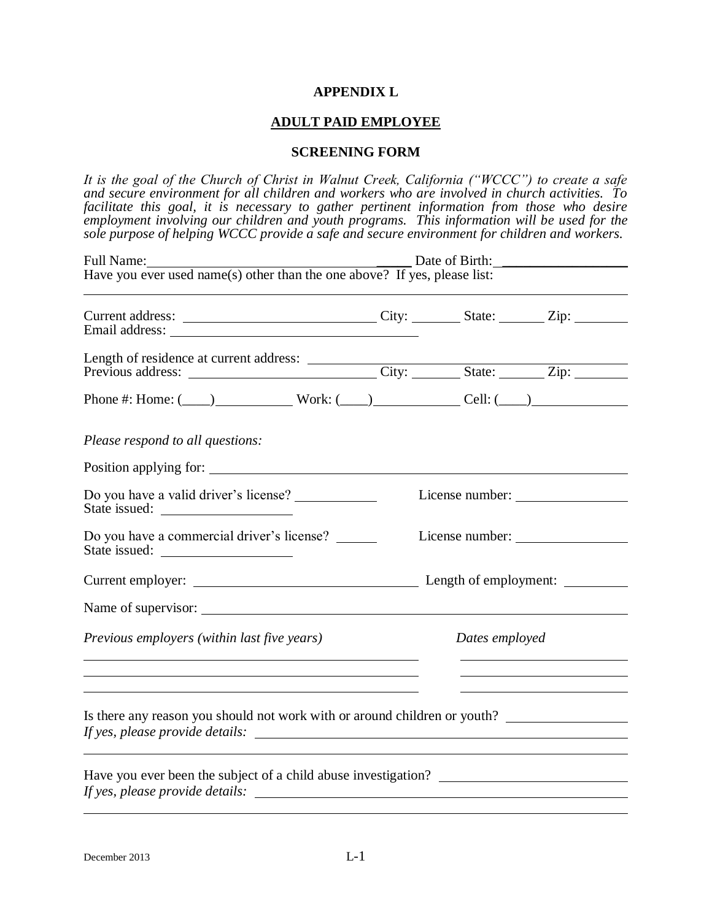**APPENDIX L**

**ADULT PAID EMPLOYEE**

**SCREENING FORM**

*It is the goal of the Church of Christ in Walnut Creek, California ("WCCC") to create a safe and secure environment for all children and workers who are involved in church activities. To facilitate this goal, it is necessary to gather pertinent information from those who desire employment involving our children and youth programs. This information will be used for the sole purpose of helping WCCC provide a safe and secure environment for children and workers.*

Full Name:______________________________________ Date of Birth:__________________

Have you ever used name(s) other than the one above? If yes, please list:

_______________________________________________________________________________

Current address: ____________________________ City: _______ State: _______ Zip: ________

Email address: ____________________________________

Length of residence at current address: ____________________________________________

Previous address: ____________________________ City: _______ State: _______ Zip: ________

Phone #: Home: (____)___________ Work: (____)____________ Cell: (____)______________

*Please respond to all questions:*

Position applying for: _________________________________________________________________

Do you have a valid driver's license? ____________ License number: ________________

State issued: ___________________

Do you have a commercial driver's license? ______ License number: ________________

State issued: ___________________

Current employer: ________________________________ Length of employment: _________

Name of supervisor: ____________________________________________________________

*Previous employers (within last five years)* *Dates employed*

_____________________________________________ ______________________

_____________________________________________ ______________________

_____________________________________________ ______________________

Is there any reason you should not work with or around children or youth? _________________

*If yes, please provide details:* _____________________________________________________

_______________________________________________________________________________

Have you ever been the subject of a child abuse investigation? ___________________________

*If yes, please provide details:* _____________________________________________________

_______________________________________________________________________________

December 2013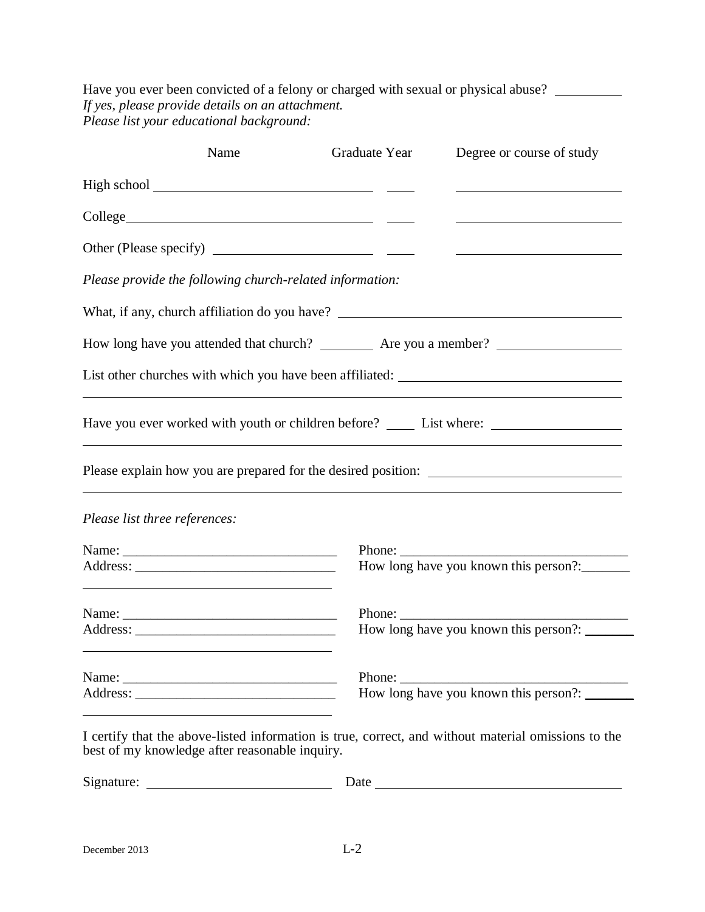Have you ever been convicted of a felony or charged with sexual or physical abuse? __________

*If yes, please provide details on an attachment.*

*Please list your educational background:*

| | Name | Graduate Year | Degree or course of study |
|---|---|---|---|
| High school | ______________________ | ____ | ______________________ |
| College | ______________________ | ____ | ______________________ |
| Other (Please specify) | ______________________ | ____ | ______________________ |

*Please provide the following church-related information:*

What, if any, church affiliation do you have? ________________________________________

How long have you attended that church? ________ Are you a member? __________________

List other churches with which you have been affiliated: ________________________________

________________________________________________________________________

Have you ever worked with youth or children before? ____ List where: __________________

________________________________________________________________________

Please explain how you are prepared for the desired position: ___________________________

________________________________________________________________________

*Please list three references:*

Name: _______________________________ Phone: _________________________________

Address: _____________________________ How long have you known this person?: _______

_____________________________________

Name: _______________________________ Phone: _________________________________

Address: _____________________________ How long have you known this person?: _______

_____________________________________

Name: _______________________________ Phone: _________________________________

Address: _____________________________ How long have you known this person?: _______

_____________________________________

I certify that the above-listed information is true, correct, and without material omissions to the best of my knowledge after reasonable inquiry.

Signature: __________________________ Date ____________________________________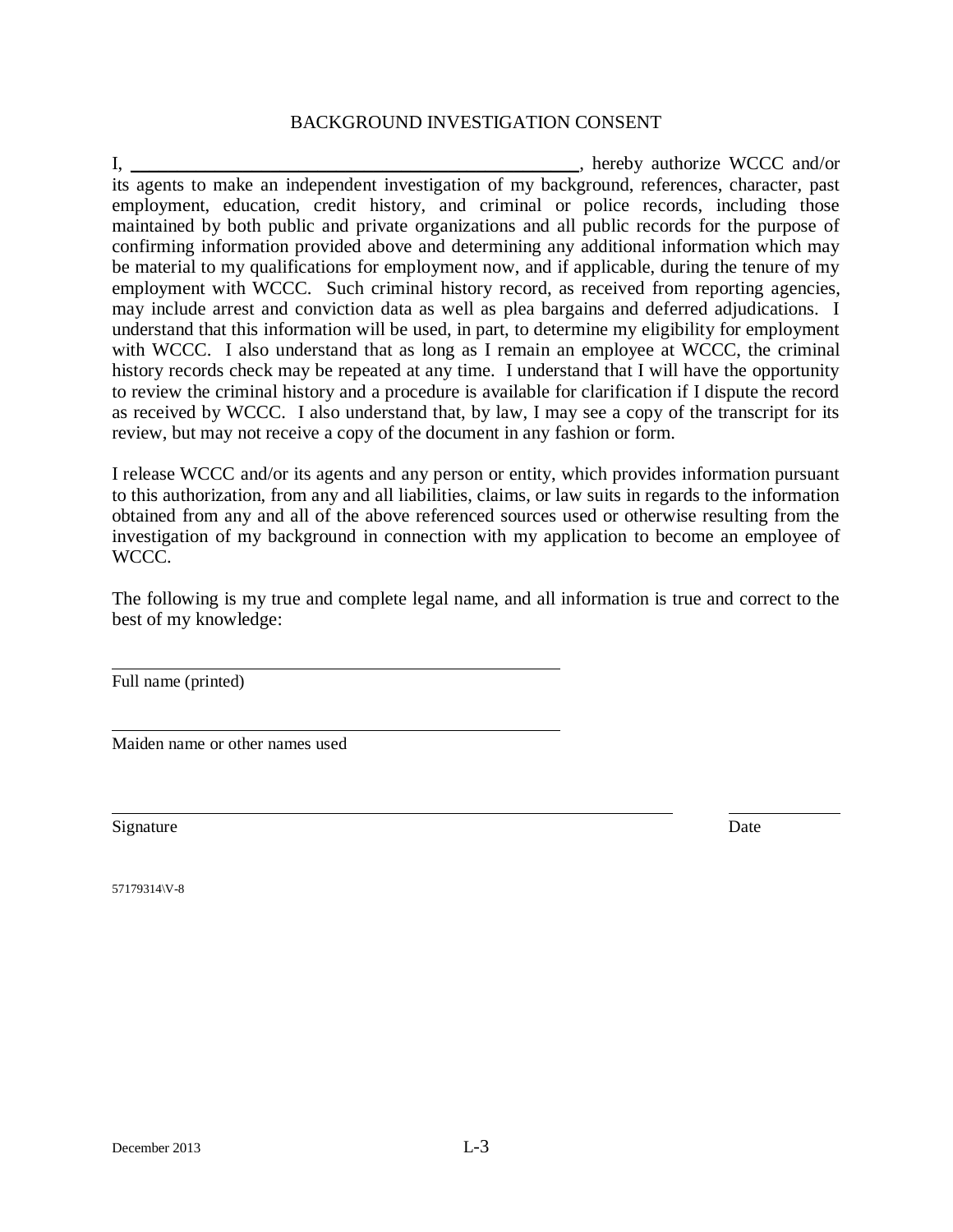# BACKGROUND INVESTIGATION CONSENT

I, ________________________________________________, hereby authorize WCCC and/or its agents to make an independent investigation of my background, references, character, past employment, education, credit history, and criminal or police records, including those maintained by both public and private organizations and all public records for the purpose of confirming information provided above and determining any additional information which may be material to my qualifications for employment now, and if applicable, during the tenure of my employment with WCCC. Such criminal history record, as received from reporting agencies, may include arrest and conviction data as well as plea bargains and deferred adjudications. I understand that this information will be used, in part, to determine my eligibility for employment with WCCC. I also understand that as long as I remain an employee at WCCC, the criminal history records check may be repeated at any time. I understand that I will have the opportunity to review the criminal history and a procedure is available for clarification if I dispute the record as received by WCCC. I also understand that, by law, I may see a copy of the transcript for its review, but may not receive a copy of the document in any fashion or form.

I release WCCC and/or its agents and any person or entity, which provides information pursuant to this authorization, from any and all liabilities, claims, or law suits in regards to the information obtained from any and all of the above referenced sources used or otherwise resulting from the investigation of my background in connection with my application to become an employee of WCCC.

The following is my true and complete legal name, and all information is true and correct to the best of my knowledge:

________________________________________________
Full name (printed)

________________________________________________
Maiden name or other names used

____________________________________________________________ ____________
Signature Date

57179314\V-8

December 2013